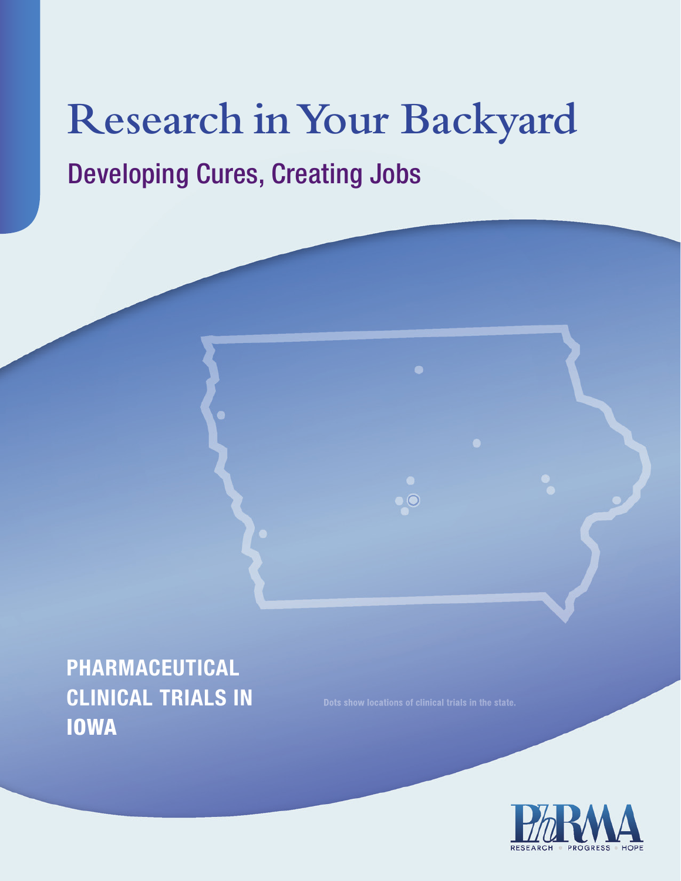# Research in Your Backyard

## Developing Cures, Creating Jobs

**PHARMACEUTICAL CLINICAL TRIALS IN IOWA**

Dots show locations of clinical trials in the state.

PhRMA

RESEARCH • PROGRESS • HOPE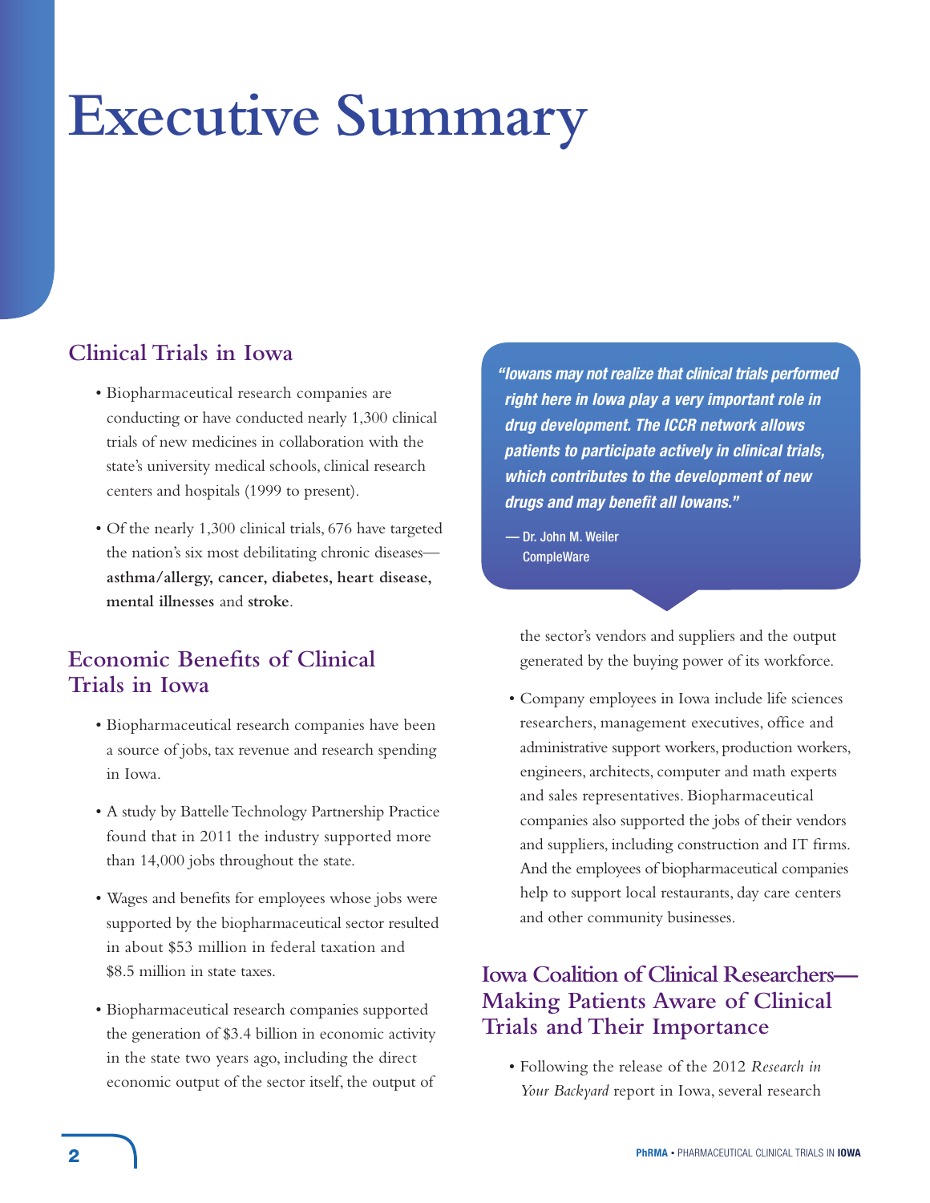# Executive Summary

## Clinical Trials in Iowa

- Biopharmaceutical research companies are conducting or have conducted nearly 1,300 clinical trials of new medicines in collaboration with the state's university medical schools, clinical research centers and hospitals (1999 to present).
- Of the nearly 1,300 clinical trials, 676 have targeted the nation's six most debilitating chronic diseases—**asthma/allergy, cancer, diabetes, heart disease, mental illnesses** and **stroke**.

## Economic Benefits of Clinical Trials in Iowa

- Biopharmaceutical research companies have been a source of jobs, tax revenue and research spending in Iowa.
- A study by Battelle Technology Partnership Practice found that in 2011 the industry supported more than 14,000 jobs throughout the state.
- Wages and benefits for employees whose jobs were supported by the biopharmaceutical sector resulted in about $53 million in federal taxation and $8.5 million in state taxes.
- Biopharmaceutical research companies supported the generation of $3.4 billion in economic activity in the state two years ago, including the direct economic output of the sector itself, the output of the sector's vendors and suppliers and the output generated by the buying power of its workforce.
- Company employees in Iowa include life sciences researchers, management executives, office and administrative support workers, production workers, engineers, architects, computer and math experts and sales representatives. Biopharmaceutical companies also supported the jobs of their vendors and suppliers, including construction and IT firms. And the employees of biopharmaceutical companies help to support local restaurants, day care centers and other community businesses.

> ***"Iowans may not realize that clinical trials performed right here in Iowa play a very important role in drug development. The ICCR network allows patients to participate actively in clinical trials, which contributes to the development of new drugs and may benefit all Iowans."***
>
> — Dr. John M. Weiler
> CompleWare

## Iowa Coalition of Clinical Researchers—Making Patients Aware of Clinical Trials and Their Importance

- Following the release of the 2012 *Research in Your Backyard* report in Iowa, several research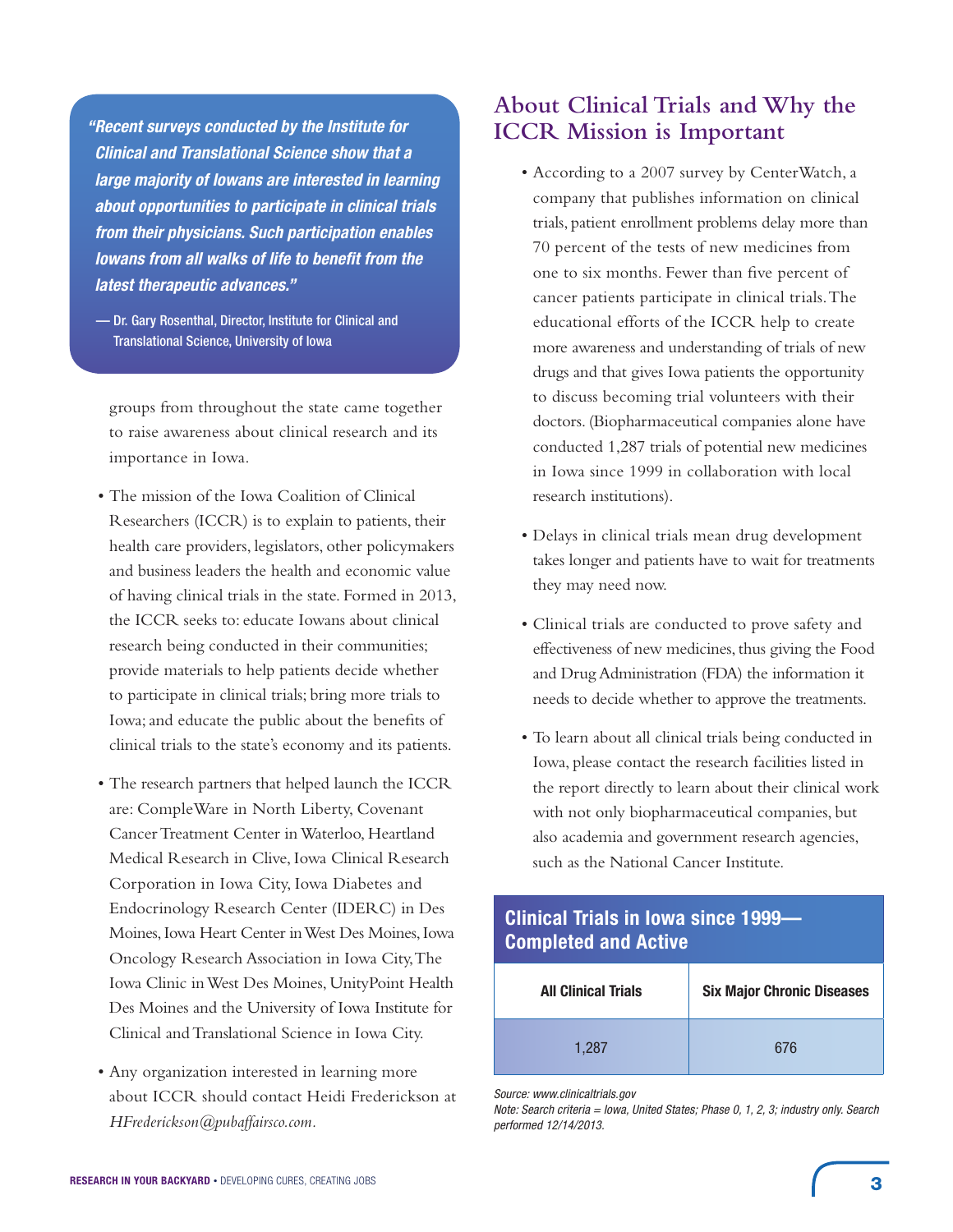> *"Recent surveys conducted by the Institute for Clinical and Translational Science show that a large majority of Iowans are interested in learning about opportunities to participate in clinical trials from their physicians. Such participation enables Iowans from all walks of life to benefit from the latest therapeutic advances."*
>
> — Dr. Gary Rosenthal, Director, Institute for Clinical and Translational Science, University of Iowa

groups from throughout the state came together to raise awareness about clinical research and its importance in Iowa.

- The mission of the Iowa Coalition of Clinical Researchers (ICCR) is to explain to patients, their health care providers, legislators, other policymakers and business leaders the health and economic value of having clinical trials in the state. Formed in 2013, the ICCR seeks to: educate Iowans about clinical research being conducted in their communities; provide materials to help patients decide whether to participate in clinical trials; bring more trials to Iowa; and educate the public about the benefits of clinical trials to the state's economy and its patients.

- The research partners that helped launch the ICCR are: CompleWare in North Liberty, Covenant Cancer Treatment Center in Waterloo, Heartland Medical Research in Clive, Iowa Clinical Research Corporation in Iowa City, Iowa Diabetes and Endocrinology Research Center (IDERC) in Des Moines, Iowa Heart Center in West Des Moines, Iowa Oncology Research Association in Iowa City, The Iowa Clinic in West Des Moines, UnityPoint Health Des Moines and the University of Iowa Institute for Clinical and Translational Science in Iowa City.

- Any organization interested in learning more about ICCR should contact Heidi Frederickson at *HFrederickson@pubaffairsco.com*.

## About Clinical Trials and Why the ICCR Mission is Important

- According to a 2007 survey by CenterWatch, a company that publishes information on clinical trials, patient enrollment problems delay more than 70 percent of the tests of new medicines from one to six months. Fewer than five percent of cancer patients participate in clinical trials. The educational efforts of the ICCR help to create more awareness and understanding of trials of new drugs and that gives Iowa patients the opportunity to discuss becoming trial volunteers with their doctors. (Biopharmaceutical companies alone have conducted 1,287 trials of potential new medicines in Iowa since 1999 in collaboration with local research institutions).

- Delays in clinical trials mean drug development takes longer and patients have to wait for treatments they may need now.

- Clinical trials are conducted to prove safety and effectiveness of new medicines, thus giving the Food and Drug Administration (FDA) the information it needs to decide whether to approve the treatments.

- To learn about all clinical trials being conducted in Iowa, please contact the research facilities listed in the report directly to learn about their clinical work with not only biopharmaceutical companies, but also academia and government research agencies, such as the National Cancer Institute.

**Clinical Trials in Iowa since 1999—Completed and Active**

| All Clinical Trials | Six Major Chronic Diseases |
|---|---|
| 1,287 | 676 |

*Source: www.clinicaltrials.gov*
*Note: Search criteria = Iowa, United States; Phase 0, 1, 2, 3; industry only. Search performed 12/14/2013.*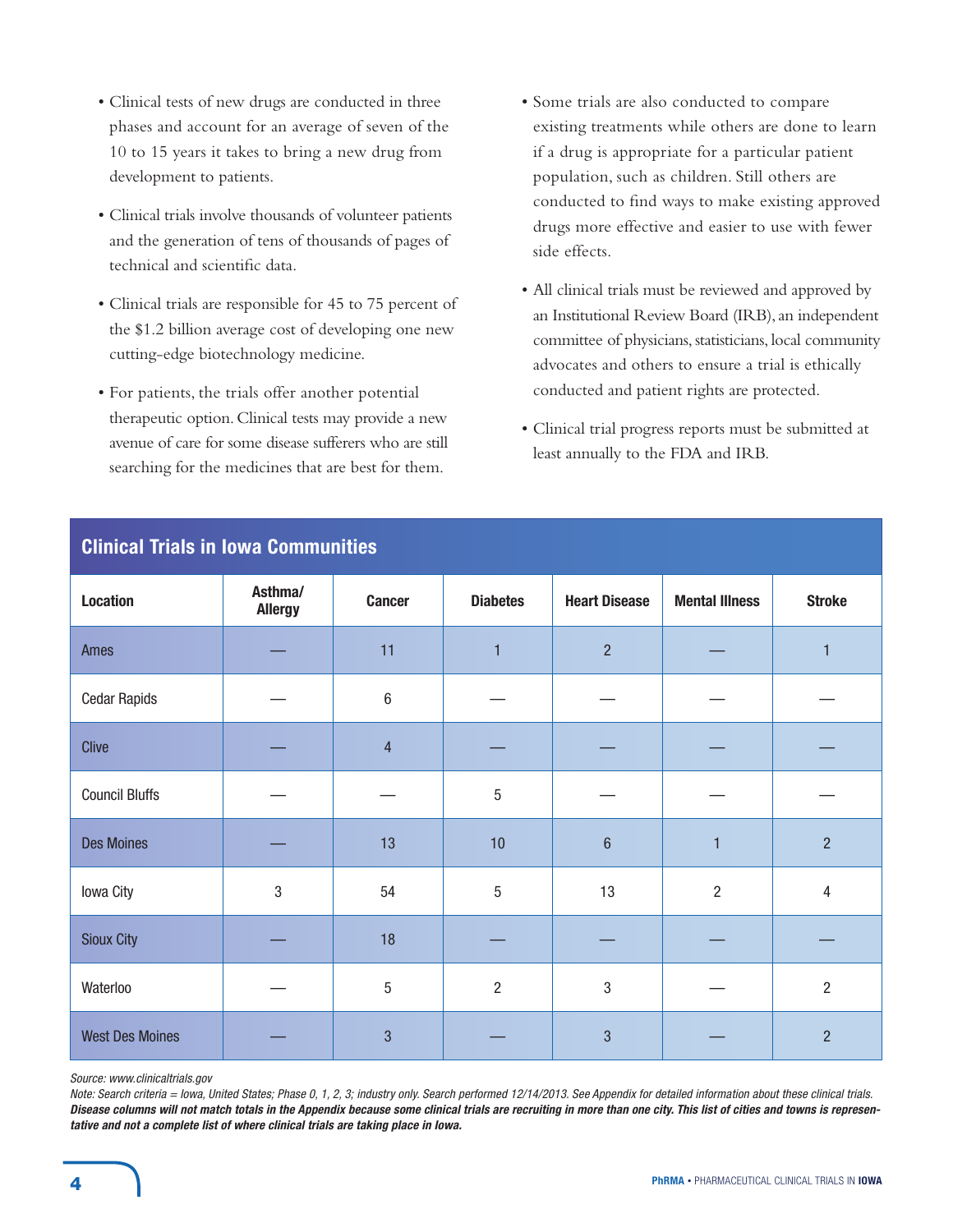- Clinical tests of new drugs are conducted in three phases and account for an average of seven of the 10 to 15 years it takes to bring a new drug from development to patients.
- Clinical trials involve thousands of volunteer patients and the generation of tens of thousands of pages of technical and scientific data.
- Clinical trials are responsible for 45 to 75 percent of the $1.2 billion average cost of developing one new cutting-edge biotechnology medicine.
- For patients, the trials offer another potential therapeutic option. Clinical tests may provide a new avenue of care for some disease sufferers who are still searching for the medicines that are best for them.
- Some trials are also conducted to compare existing treatments while others are done to learn if a drug is appropriate for a particular patient population, such as children. Still others are conducted to find ways to make existing approved drugs more effective and easier to use with fewer side effects.
- All clinical trials must be reviewed and approved by an Institutional Review Board (IRB), an independent committee of physicians, statisticians, local community advocates and others to ensure a trial is ethically conducted and patient rights are protected.
- Clinical trial progress reports must be submitted at least annually to the FDA and IRB.

## Clinical Trials in Iowa Communities

| Location | Asthma/ Allergy | Cancer | Diabetes | Heart Disease | Mental Illness | Stroke |
|---|---|---|---|---|---|---|
| Ames | — | 11 | 1 | 2 | — | 1 |
| Cedar Rapids | — | 6 | — | — | — | — |
| Clive | — | 4 | — | — | — | — |
| Council Bluffs | — | — | 5 | — | — | — |
| Des Moines | — | 13 | 10 | 6 | 1 | 2 |
| Iowa City | 3 | 54 | 5 | 13 | 2 | 4 |
| Sioux City | — | 18 | — | — | — | — |
| Waterloo | — | 5 | 2 | 3 | — | 2 |
| West Des Moines | — | 3 | — | 3 | — | 2 |

*Source: www.clinicaltrials.gov*

*Note: Search criteria = Iowa, United States; Phase 0, 1, 2, 3; industry only. Search performed 12/14/2013. See Appendix for detailed information about these clinical trials.* ***Disease columns will not match totals in the Appendix because some clinical trials are recruiting in more than one city. This list of cities and towns is representative and not a complete list of where clinical trials are taking place in Iowa.***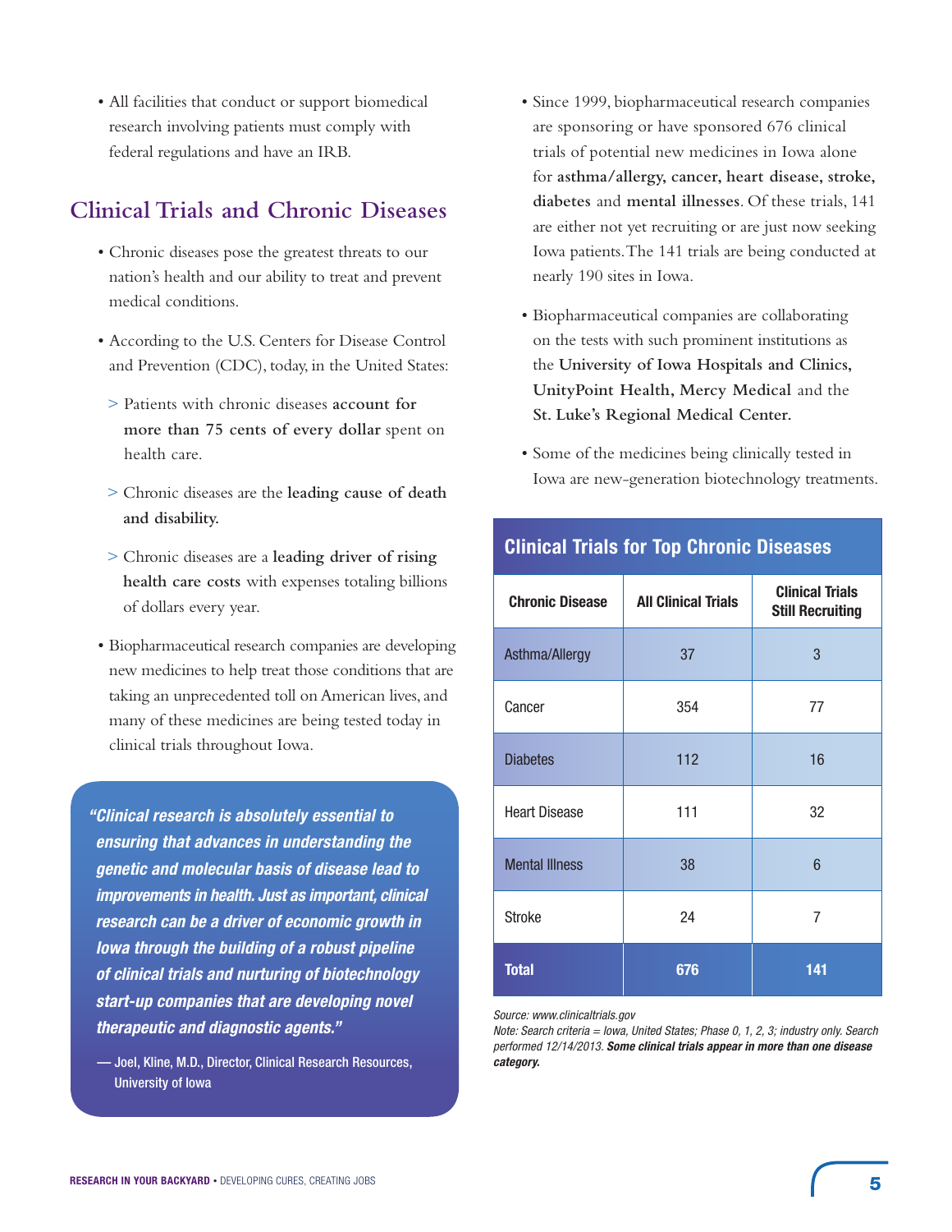- All facilities that conduct or support biomedical research involving patients must comply with federal regulations and have an IRB.

## Clinical Trials and Chronic Diseases

- Chronic diseases pose the greatest threats to our nation's health and our ability to treat and prevent medical conditions.
- According to the U.S. Centers for Disease Control and Prevention (CDC), today, in the United States:
  - Patients with chronic diseases **account for more than 75 cents of every dollar** spent on health care.
  - Chronic diseases are the **leading cause of death and disability.**
  - Chronic diseases are a **leading driver of rising health care costs** with expenses totaling billions of dollars every year.
- Biopharmaceutical research companies are developing new medicines to help treat those conditions that are taking an unprecedented toll on American lives, and many of these medicines are being tested today in clinical trials throughout Iowa.

> ***"Clinical research is absolutely essential to ensuring that advances in understanding the genetic and molecular basis of disease lead to improvements in health. Just as important, clinical research can be a driver of economic growth in Iowa through the building of a robust pipeline of clinical trials and nurturing of biotechnology start-up companies that are developing novel therapeutic and diagnostic agents."***
>
> — Joel, Kline, M.D., Director, Clinical Research Resources, University of Iowa

- Since 1999, biopharmaceutical research companies are sponsoring or have sponsored 676 clinical trials of potential new medicines in Iowa alone for **asthma/allergy, cancer, heart disease, stroke, diabetes** and **mental illnesses**. Of these trials, 141 are either not yet recruiting or are just now seeking Iowa patients. The 141 trials are being conducted at nearly 190 sites in Iowa.
- Biopharmaceutical companies are collaborating on the tests with such prominent institutions as the **University of Iowa Hospitals and Clinics, UnityPoint Health, Mercy Medical** and the **St. Luke's Regional Medical Center.**
- Some of the medicines being clinically tested in Iowa are new-generation biotechnology treatments.

**Clinical Trials for Top Chronic Diseases**

| Chronic Disease | All Clinical Trials | Clinical Trials Still Recruiting |
|---|---|---|
| Asthma/Allergy | 37 | 3 |
| Cancer | 354 | 77 |
| Diabetes | 112 | 16 |
| Heart Disease | 111 | 32 |
| Mental Illness | 38 | 6 |
| Stroke | 24 | 7 |
| **Total** | **676** | **141** |

*Source: www.clinicaltrials.gov*
*Note: Search criteria = Iowa, United States; Phase 0, 1, 2, 3; industry only. Search performed 12/14/2013.* ***Some clinical trials appear in more than one disease category.***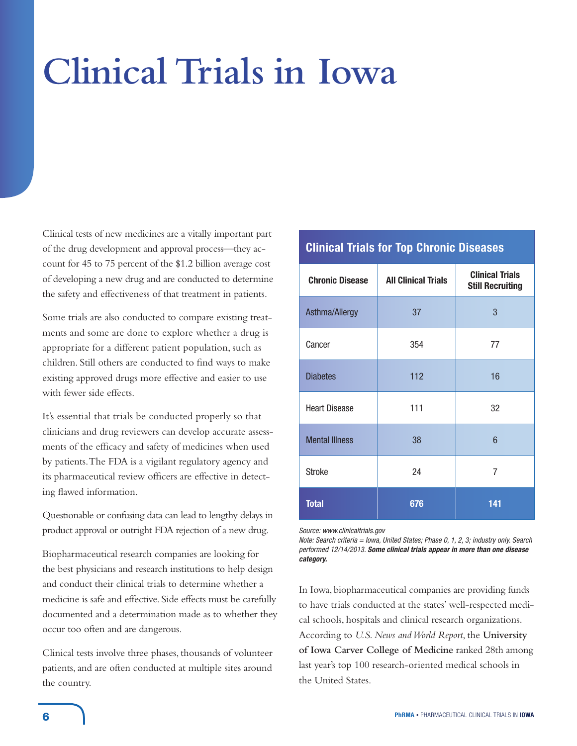# Clinical Trials in Iowa

Clinical tests of new medicines are a vitally important part of the drug development and approval process—they account for 45 to 75 percent of the $1.2 billion average cost of developing a new drug and are conducted to determine the safety and effectiveness of that treatment in patients.

Some trials are also conducted to compare existing treatments and some are done to explore whether a drug is appropriate for a different patient population, such as children. Still others are conducted to find ways to make existing approved drugs more effective and easier to use with fewer side effects.

It's essential that trials be conducted properly so that clinicians and drug reviewers can develop accurate assessments of the efficacy and safety of medicines when used by patients. The FDA is a vigilant regulatory agency and its pharmaceutical review officers are effective in detecting flawed information.

Questionable or confusing data can lead to lengthy delays in product approval or outright FDA rejection of a new drug.

Biopharmaceutical research companies are looking for the best physicians and research institutions to help design and conduct their clinical trials to determine whether a medicine is safe and effective. Side effects must be carefully documented and a determination made as to whether they occur too often and are dangerous.

Clinical tests involve three phases, thousands of volunteer patients, and are often conducted at multiple sites around the country.

## Clinical Trials for Top Chronic Diseases

| Chronic Disease | All Clinical Trials | Clinical Trials Still Recruiting |
|---|---|---|
| Asthma/Allergy | 37 | 3 |
| Cancer | 354 | 77 |
| Diabetes | 112 | 16 |
| Heart Disease | 111 | 32 |
| Mental Illness | 38 | 6 |
| Stroke | 24 | 7 |
| **Total** | **676** | **141** |

*Source: www.clinicaltrials.gov*
*Note: Search criteria = Iowa, United States; Phase 0, 1, 2, 3; industry only. Search performed 12/14/2013.* ***Some clinical trials appear in more than one disease category.***

In Iowa, biopharmaceutical companies are providing funds to have trials conducted at the states' well-respected medical schools, hospitals and clinical research organizations. According to *U.S. News and World Report*, the **University of Iowa Carver College of Medicine** ranked 28th among last year's top 100 research-oriented medical schools in the United States.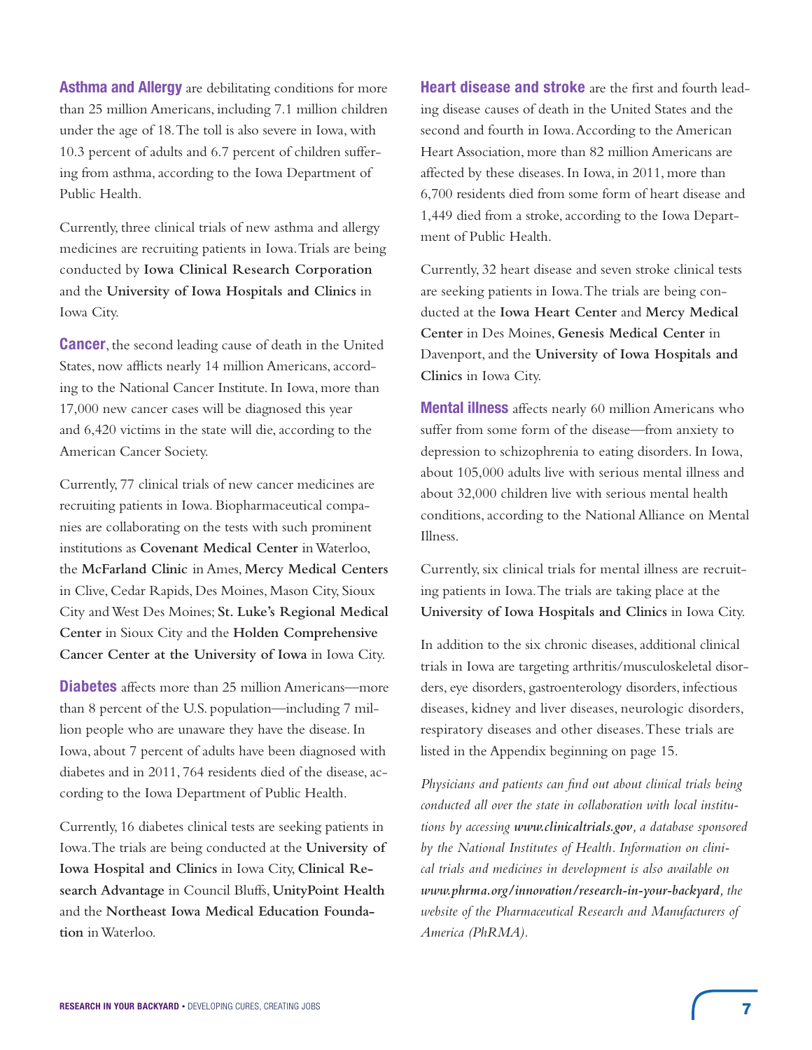**Asthma and Allergy** are debilitating conditions for more than 25 million Americans, including 7.1 million children under the age of 18. The toll is also severe in Iowa, with 10.3 percent of adults and 6.7 percent of children suffering from asthma, according to the Iowa Department of Public Health.

Currently, three clinical trials of new asthma and allergy medicines are recruiting patients in Iowa. Trials are being conducted by **Iowa Clinical Research Corporation** and the **University of Iowa Hospitals and Clinics** in Iowa City.

**Cancer**, the second leading cause of death in the United States, now afflicts nearly 14 million Americans, according to the National Cancer Institute. In Iowa, more than 17,000 new cancer cases will be diagnosed this year and 6,420 victims in the state will die, according to the American Cancer Society.

Currently, 77 clinical trials of new cancer medicines are recruiting patients in Iowa. Biopharmaceutical companies are collaborating on the tests with such prominent institutions as **Covenant Medical Center** in Waterloo, the **McFarland Clinic** in Ames, **Mercy Medical Centers** in Clive, Cedar Rapids, Des Moines, Mason City, Sioux City and West Des Moines; **St. Luke's Regional Medical Center** in Sioux City and the **Holden Comprehensive Cancer Center at the University of Iowa** in Iowa City.

**Diabetes** affects more than 25 million Americans—more than 8 percent of the U.S. population—including 7 million people who are unaware they have the disease. In Iowa, about 7 percent of adults have been diagnosed with diabetes and in 2011, 764 residents died of the disease, according to the Iowa Department of Public Health.

Currently, 16 diabetes clinical tests are seeking patients in Iowa. The trials are being conducted at the **University of Iowa Hospital and Clinics** in Iowa City, **Clinical Research Advantage** in Council Bluffs, **UnityPoint Health** and the **Northeast Iowa Medical Education Foundation** in Waterloo.

**Heart disease and stroke** are the first and fourth leading disease causes of death in the United States and the second and fourth in Iowa. According to the American Heart Association, more than 82 million Americans are affected by these diseases. In Iowa, in 2011, more than 6,700 residents died from some form of heart disease and 1,449 died from a stroke, according to the Iowa Department of Public Health.

Currently, 32 heart disease and seven stroke clinical tests are seeking patients in Iowa. The trials are being conducted at the **Iowa Heart Center** and **Mercy Medical Center** in Des Moines, **Genesis Medical Center** in Davenport, and the **University of Iowa Hospitals and Clinics** in Iowa City.

**Mental illness** affects nearly 60 million Americans who suffer from some form of the disease—from anxiety to depression to schizophrenia to eating disorders. In Iowa, about 105,000 adults live with serious mental illness and about 32,000 children live with serious mental health conditions, according to the National Alliance on Mental Illness.

Currently, six clinical trials for mental illness are recruiting patients in Iowa. The trials are taking place at the **University of Iowa Hospitals and Clinics** in Iowa City.

In addition to the six chronic diseases, additional clinical trials in Iowa are targeting arthritis/musculoskeletal disorders, eye disorders, gastroenterology disorders, infectious diseases, kidney and liver diseases, neurologic disorders, respiratory diseases and other diseases. These trials are listed in the Appendix beginning on page 15.

*Physicians and patients can find out about clinical trials being conducted all over the state in collaboration with local institutions by accessing **www.clinicaltrials.gov**, a database sponsored by the National Institutes of Health. Information on clinical trials and medicines in development is also available on **www.phrma.org/innovation/research-in-your-backyard**, the website of the Pharmaceutical Research and Manufacturers of America (PhRMA).*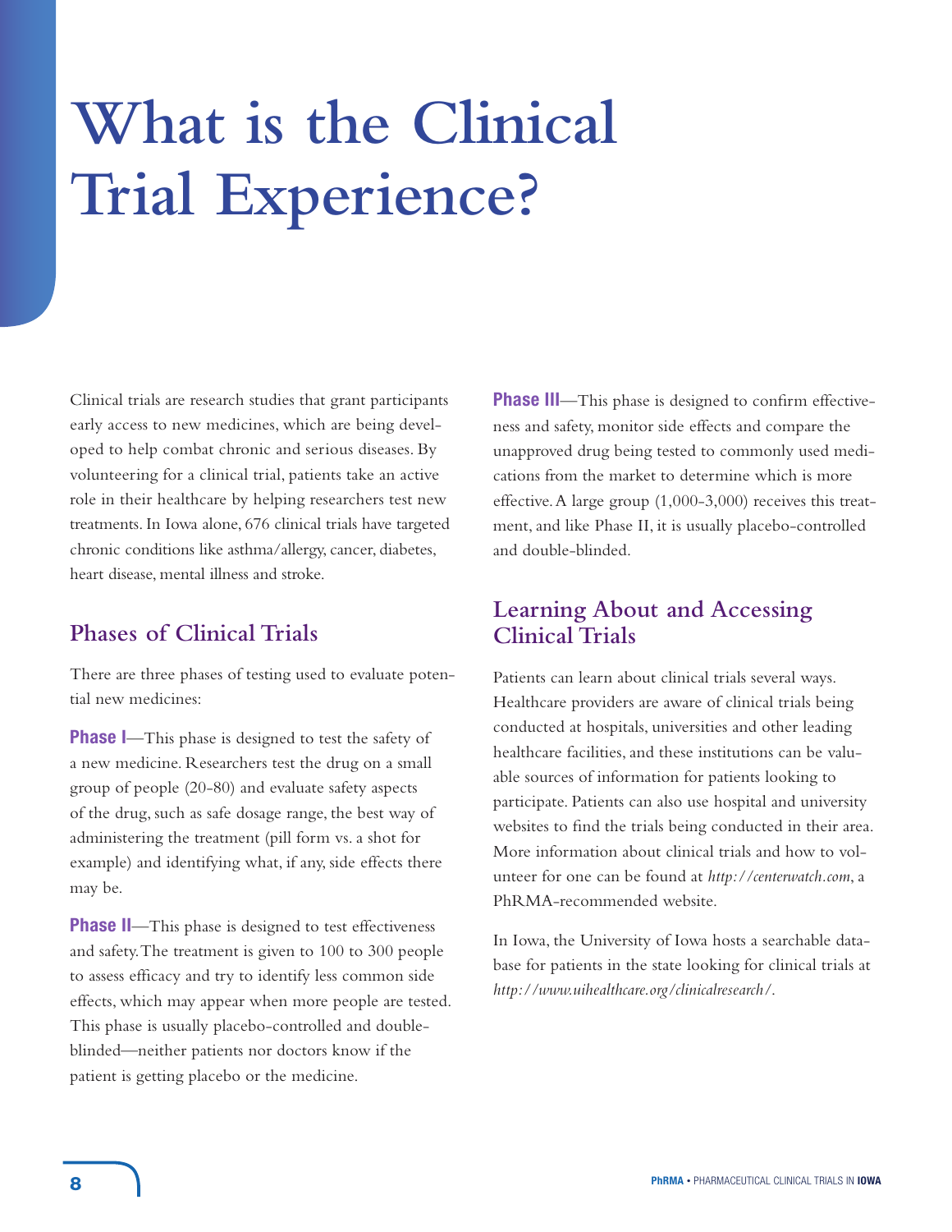# What is the Clinical Trial Experience?

Clinical trials are research studies that grant participants early access to new medicines, which are being developed to help combat chronic and serious diseases. By volunteering for a clinical trial, patients take an active role in their healthcare by helping researchers test new treatments. In Iowa alone, 676 clinical trials have targeted chronic conditions like asthma/allergy, cancer, diabetes, heart disease, mental illness and stroke.

## Phases of Clinical Trials

There are three phases of testing used to evaluate potential new medicines:

**Phase I**—This phase is designed to test the safety of a new medicine. Researchers test the drug on a small group of people (20-80) and evaluate safety aspects of the drug, such as safe dosage range, the best way of administering the treatment (pill form vs. a shot for example) and identifying what, if any, side effects there may be.

**Phase II**—This phase is designed to test effectiveness and safety. The treatment is given to 100 to 300 people to assess efficacy and try to identify less common side effects, which may appear when more people are tested. This phase is usually placebo-controlled and double-blinded—neither patients nor doctors know if the patient is getting placebo or the medicine.

**Phase III**—This phase is designed to confirm effectiveness and safety, monitor side effects and compare the unapproved drug being tested to commonly used medications from the market to determine which is more effective. A large group (1,000-3,000) receives this treatment, and like Phase II, it is usually placebo-controlled and double-blinded.

## Learning About and Accessing Clinical Trials

Patients can learn about clinical trials several ways. Healthcare providers are aware of clinical trials being conducted at hospitals, universities and other leading healthcare facilities, and these institutions can be valuable sources of information for patients looking to participate. Patients can also use hospital and university websites to find the trials being conducted in their area. More information about clinical trials and how to volunteer for one can be found at *http://centerwatch.com*, a PhRMA-recommended website.

In Iowa, the University of Iowa hosts a searchable database for patients in the state looking for clinical trials at *http://www.uihealthcare.org/clinicalresearch/*.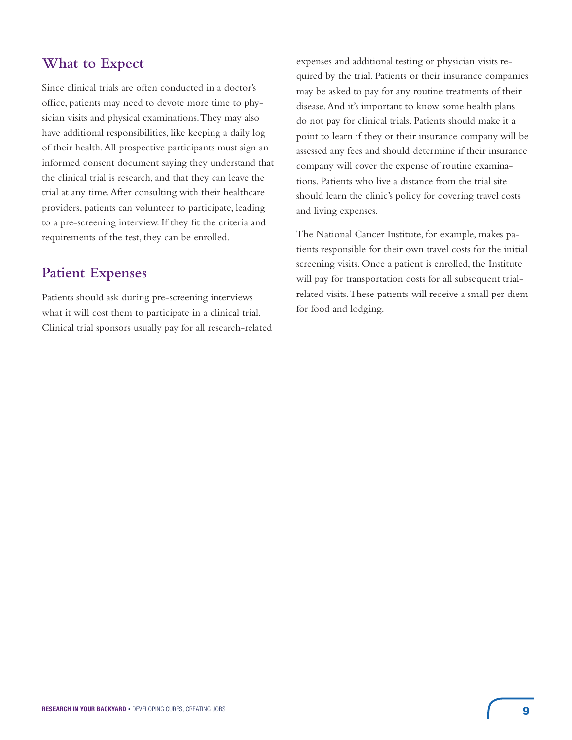## What to Expect

Since clinical trials are often conducted in a doctor's office, patients may need to devote more time to physician visits and physical examinations. They may also have additional responsibilities, like keeping a daily log of their health. All prospective participants must sign an informed consent document saying they understand that the clinical trial is research, and that they can leave the trial at any time. After consulting with their healthcare providers, patients can volunteer to participate, leading to a pre-screening interview. If they fit the criteria and requirements of the test, they can be enrolled.

## Patient Expenses

Patients should ask during pre-screening interviews what it will cost them to participate in a clinical trial. Clinical trial sponsors usually pay for all research-related expenses and additional testing or physician visits required by the trial. Patients or their insurance companies may be asked to pay for any routine treatments of their disease. And it's important to know some health plans do not pay for clinical trials. Patients should make it a point to learn if they or their insurance company will be assessed any fees and should determine if their insurance company will cover the expense of routine examinations. Patients who live a distance from the trial site should learn the clinic's policy for covering travel costs and living expenses.

The National Cancer Institute, for example, makes patients responsible for their own travel costs for the initial screening visits. Once a patient is enrolled, the Institute will pay for transportation costs for all subsequent trial-related visits. These patients will receive a small per diem for food and lodging.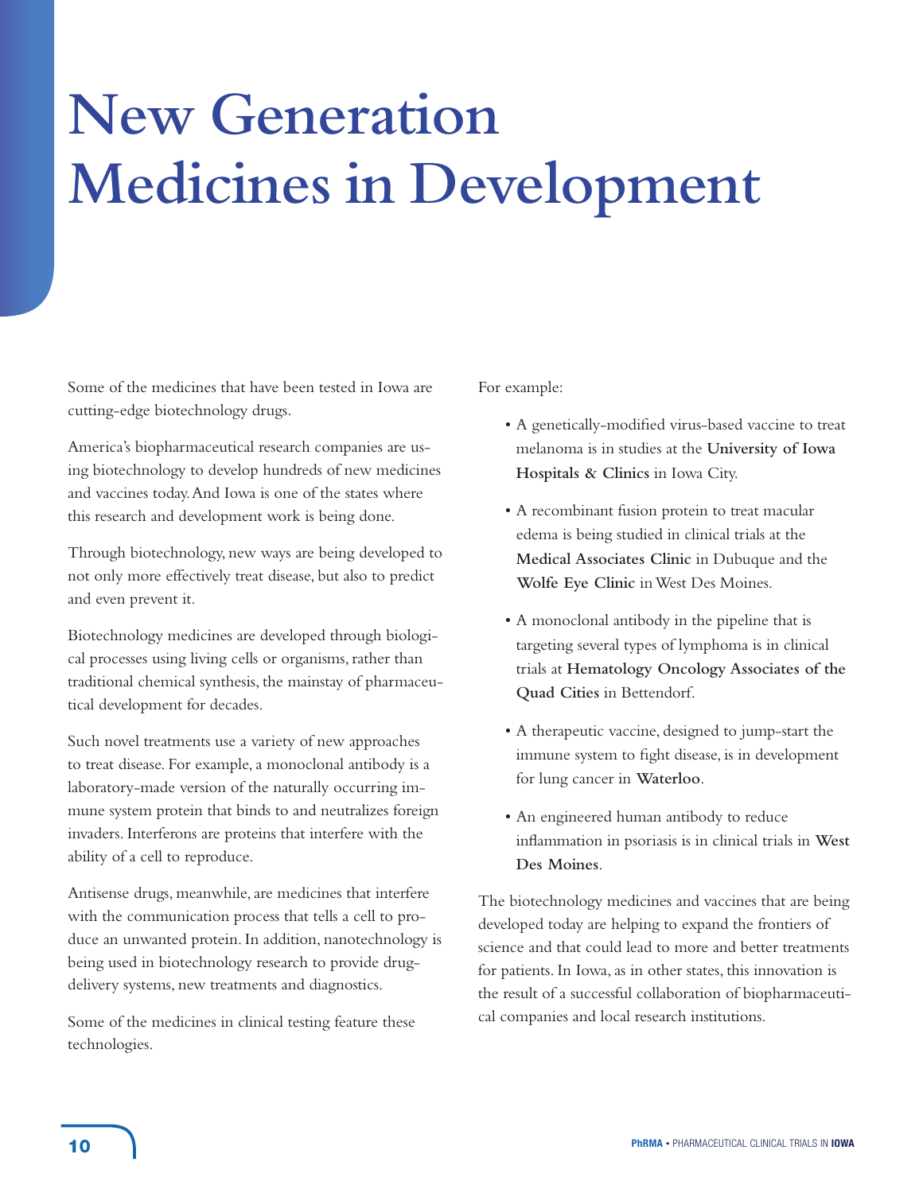# New Generation Medicines in Development

Some of the medicines that have been tested in Iowa are cutting-edge biotechnology drugs.

America's biopharmaceutical research companies are using biotechnology to develop hundreds of new medicines and vaccines today. And Iowa is one of the states where this research and development work is being done.

Through biotechnology, new ways are being developed to not only more effectively treat disease, but also to predict and even prevent it.

Biotechnology medicines are developed through biological processes using living cells or organisms, rather than traditional chemical synthesis, the mainstay of pharmaceutical development for decades.

Such novel treatments use a variety of new approaches to treat disease. For example, a monoclonal antibody is a laboratory-made version of the naturally occurring immune system protein that binds to and neutralizes foreign invaders. Interferons are proteins that interfere with the ability of a cell to reproduce.

Antisense drugs, meanwhile, are medicines that interfere with the communication process that tells a cell to produce an unwanted protein. In addition, nanotechnology is being used in biotechnology research to provide drug-delivery systems, new treatments and diagnostics.

Some of the medicines in clinical testing feature these technologies.

For example:

- A genetically-modified virus-based vaccine to treat melanoma is in studies at the **University of Iowa Hospitals & Clinics** in Iowa City.
- A recombinant fusion protein to treat macular edema is being studied in clinical trials at the **Medical Associates Clinic** in Dubuque and the **Wolfe Eye Clinic** in West Des Moines.
- A monoclonal antibody in the pipeline that is targeting several types of lymphoma is in clinical trials at **Hematology Oncology Associates of the Quad Cities** in Bettendorf.
- A therapeutic vaccine, designed to jump-start the immune system to fight disease, is in development for lung cancer in **Waterloo**.
- An engineered human antibody to reduce inflammation in psoriasis is in clinical trials in **West Des Moines**.

The biotechnology medicines and vaccines that are being developed today are helping to expand the frontiers of science and that could lead to more and better treatments for patients. In Iowa, as in other states, this innovation is the result of a successful collaboration of biopharmaceutical companies and local research institutions.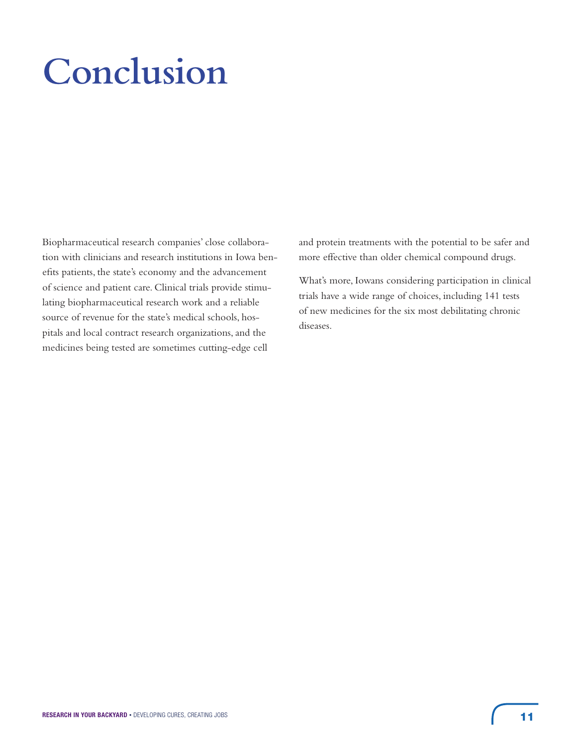# Conclusion

Biopharmaceutical research companies' close collaboration with clinicians and research institutions in Iowa benefits patients, the state's economy and the advancement of science and patient care. Clinical trials provide stimulating biopharmaceutical research work and a reliable source of revenue for the state's medical schools, hospitals and local contract research organizations, and the medicines being tested are sometimes cutting-edge cell and protein treatments with the potential to be safer and more effective than older chemical compound drugs.

What's more, Iowans considering participation in clinical trials have a wide range of choices, including 141 tests of new medicines for the six most debilitating chronic diseases.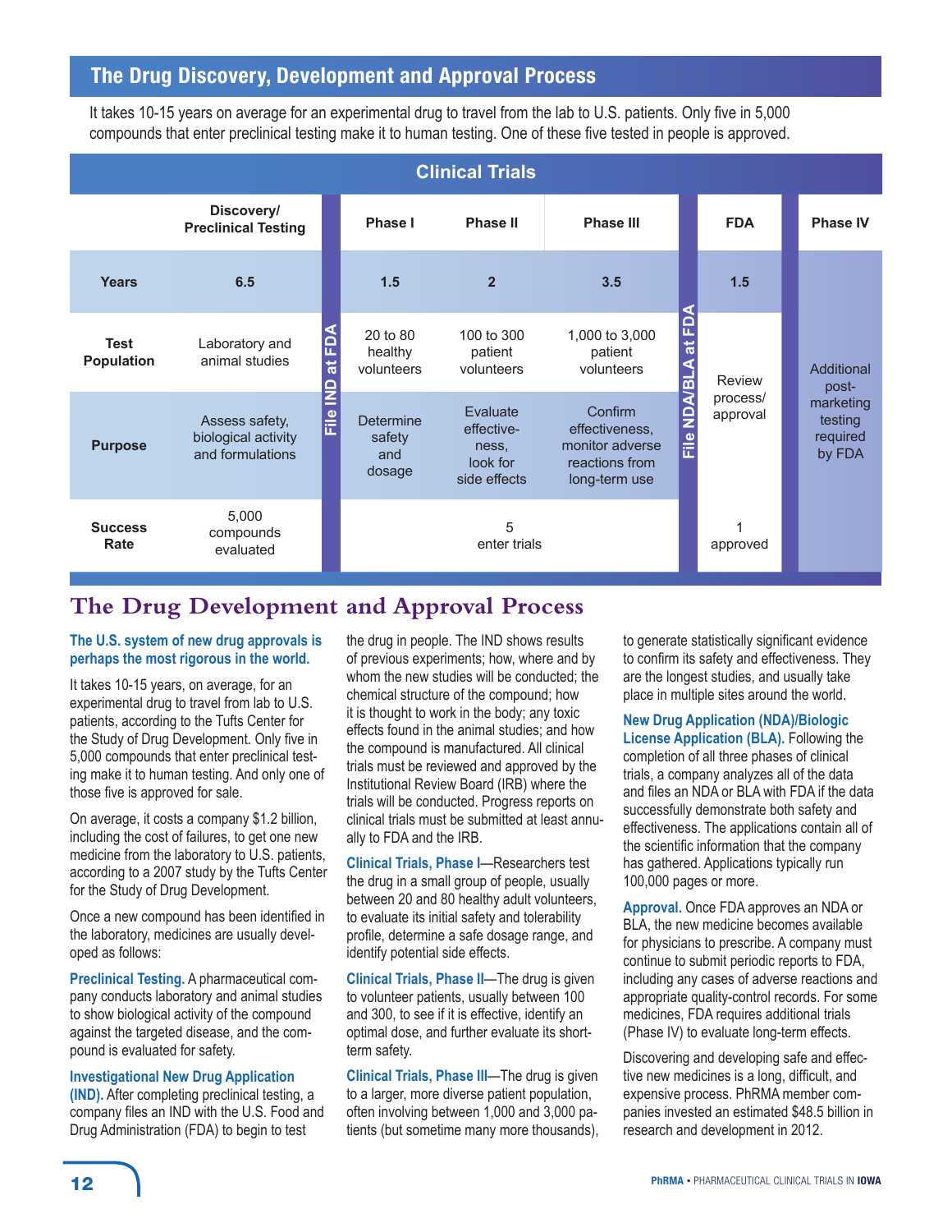## The Drug Discovery, Development and Approval Process

It takes 10-15 years on average for an experimental drug to travel from the lab to U.S. patients. Only five in 5,000 compounds that enter preclinical testing make it to human testing. One of these five tested in people is approved.

| | Discovery/ Preclinical Testing | | Clinical Trials: Phase I | Clinical Trials: Phase II | Clinical Trials: Phase III | | FDA | Phase IV |
|---|---|---|---|---|---|---|---|---|
| **Years** | 6.5 | File IND at FDA | 1.5 | 2 | 3.5 | File NDA/BLA at FDA | 1.5 | Additional post-marketing testing required by FDA |
| **Test Population** | Laboratory and animal studies | | 20 to 80 healthy volunteers | 100 to 300 patient volunteers | 1,000 to 3,000 patient volunteers | | Review process/ approval | |
| **Purpose** | Assess safety, biological activity and formulations | | Determine safety and dosage | Evaluate effectiveness, look for side effects | Confirm effectiveness, monitor adverse reactions from long-term use | | | |
| **Success Rate** | 5,000 compounds evaluated | | 5 enter trials | | | | 1 approved | |

# The Drug Development and Approval Process

**The U.S. system of new drug approvals is perhaps the most rigorous in the world.**

It takes 10-15 years, on average, for an experimental drug to travel from lab to U.S. patients, according to the Tufts Center for the Study of Drug Development. Only five in 5,000 compounds that enter preclinical testing make it to human testing. And only one of those five is approved for sale.

On average, it costs a company $1.2 billion, including the cost of failures, to get one new medicine from the laboratory to U.S. patients, according to a 2007 study by the Tufts Center for the Study of Drug Development.

Once a new compound has been identified in the laboratory, medicines are usually developed as follows:

**Preclinical Testing.** A pharmaceutical company conducts laboratory and animal studies to show biological activity of the compound against the targeted disease, and the compound is evaluated for safety.

**Investigational New Drug Application (IND).** After completing preclinical testing, a company files an IND with the U.S. Food and Drug Administration (FDA) to begin to test the drug in people. The IND shows results of previous experiments; how, where and by whom the new studies will be conducted; the chemical structure of the compound; how it is thought to work in the body; any toxic effects found in the animal studies; and how the compound is manufactured. All clinical trials must be reviewed and approved by the Institutional Review Board (IRB) where the trials will be conducted. Progress reports on clinical trials must be submitted at least annually to FDA and the IRB.

**Clinical Trials, Phase I**—Researchers test the drug in a small group of people, usually between 20 and 80 healthy adult volunteers, to evaluate its initial safety and tolerability profile, determine a safe dosage range, and identify potential side effects.

**Clinical Trials, Phase II**—The drug is given to volunteer patients, usually between 100 and 300, to see if it is effective, identify an optimal dose, and further evaluate its short-term safety.

**Clinical Trials, Phase III**—The drug is given to a larger, more diverse patient population, often involving between 1,000 and 3,000 patients (but sometime many more thousands), to generate statistically significant evidence to confirm its safety and effectiveness. They are the longest studies, and usually take place in multiple sites around the world.

**New Drug Application (NDA)/Biologic License Application (BLA).** Following the completion of all three phases of clinical trials, a company analyzes all of the data and files an NDA or BLA with FDA if the data successfully demonstrate both safety and effectiveness. The applications contain all of the scientific information that the company has gathered. Applications typically run 100,000 pages or more.

**Approval.** Once FDA approves an NDA or BLA, the new medicine becomes available for physicians to prescribe. A company must continue to submit periodic reports to FDA, including any cases of adverse reactions and appropriate quality-control records. For some medicines, FDA requires additional trials (Phase IV) to evaluate long-term effects.

Discovering and developing safe and effective new medicines is a long, difficult, and expensive process. PhRMA member companies invested an estimated $48.5 billion in research and development in 2012.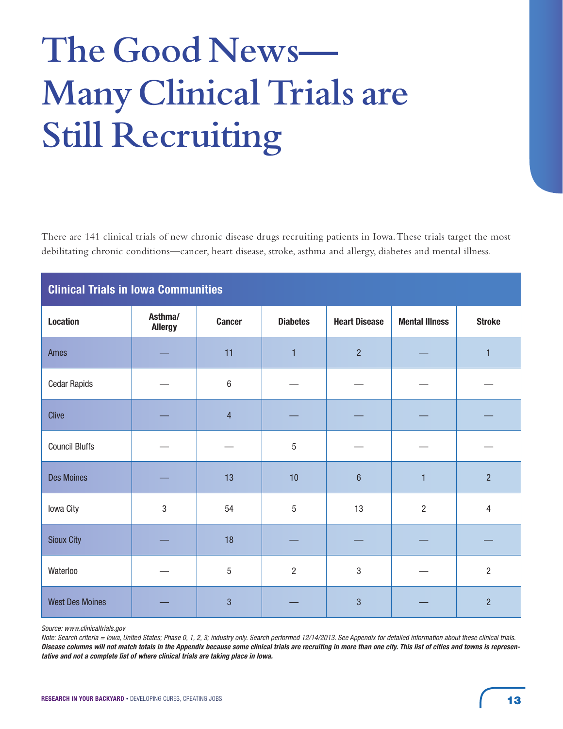# The Good News—Many Clinical Trials are Still Recruiting

There are 141 clinical trials of new chronic disease drugs recruiting patients in Iowa. These trials target the most debilitating chronic conditions—cancer, heart disease, stroke, asthma and allergy, diabetes and mental illness.

**Clinical Trials in Iowa Communities**

| Location | Asthma/ Allergy | Cancer | Diabetes | Heart Disease | Mental Illness | Stroke |
|---|---|---|---|---|---|---|
| Ames | — | 11 | 1 | 2 | — | 1 |
| Cedar Rapids | — | 6 | — | — | — | — |
| Clive | — | 4 | — | — | — | — |
| Council Bluffs | — | — | 5 | — | — | — |
| Des Moines | — | 13 | 10 | 6 | 1 | 2 |
| Iowa City | 3 | 54 | 5 | 13 | 2 | 4 |
| Sioux City | — | 18 | — | — | — | — |
| Waterloo | — | 5 | 2 | 3 | — | 2 |
| West Des Moines | — | 3 | — | 3 | — | 2 |

*Source: www.clinicaltrials.gov*

*Note: Search criteria = Iowa, United States; Phase 0, 1, 2, 3; industry only. Search performed 12/14/2013. See Appendix for detailed information about these clinical trials.* ***Disease columns will not match totals in the Appendix because some clinical trials are recruiting in more than one city. This list of cities and towns is representative and not a complete list of where clinical trials are taking place in Iowa.***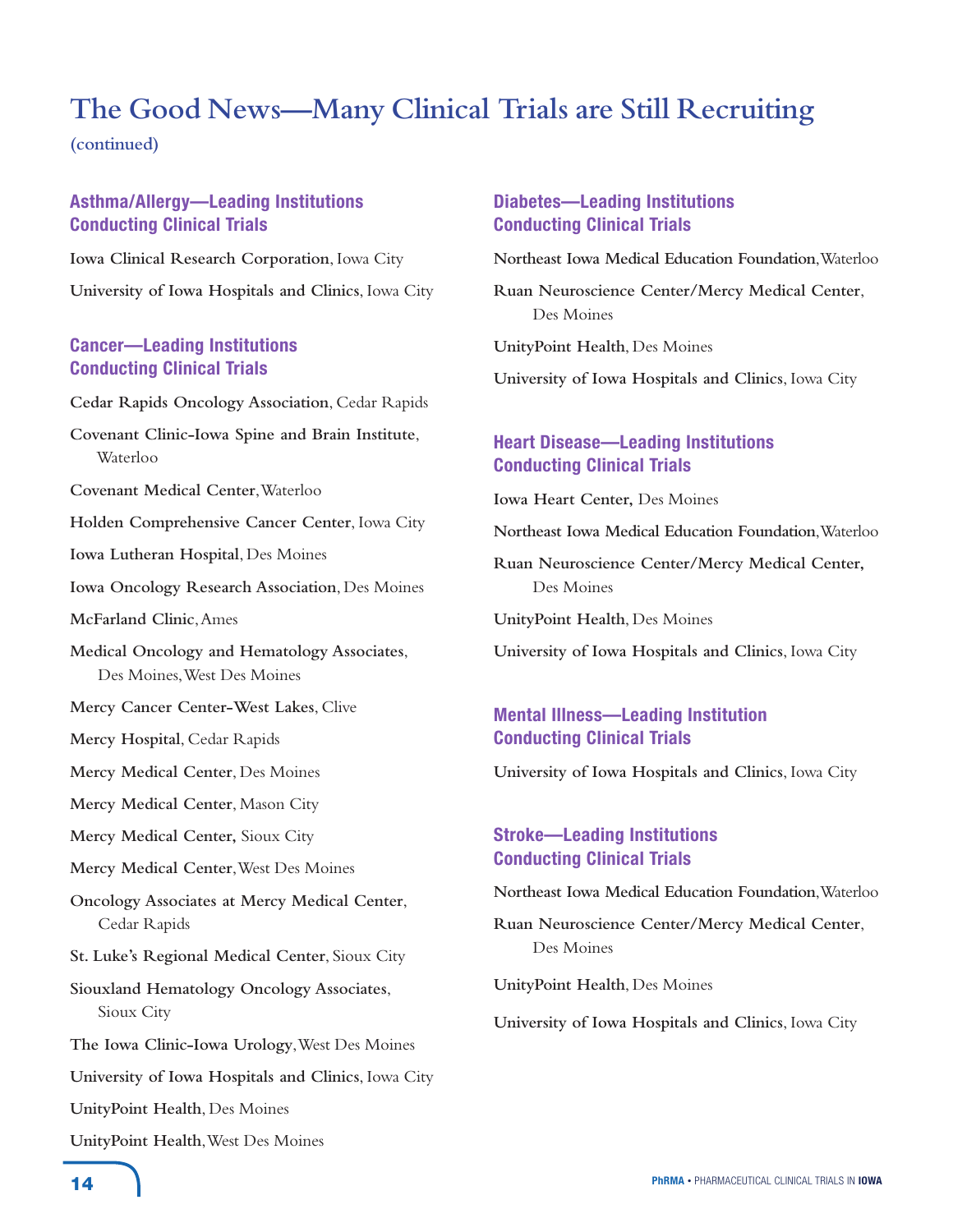# The Good News—Many Clinical Trials are Still Recruiting

**(continued)**

### Asthma/Allergy—Leading Institutions Conducting Clinical Trials

**Iowa Clinical Research Corporation**, Iowa City

**University of Iowa Hospitals and Clinics**, Iowa City

### Cancer—Leading Institutions Conducting Clinical Trials

**Cedar Rapids Oncology Association**, Cedar Rapids

**Covenant Clinic-Iowa Spine and Brain Institute**, Waterloo

**Covenant Medical Center**, Waterloo

**Holden Comprehensive Cancer Center**, Iowa City

**Iowa Lutheran Hospital**, Des Moines

**Iowa Oncology Research Association**, Des Moines

**McFarland Clinic**, Ames

**Medical Oncology and Hematology Associates**, Des Moines, West Des Moines

**Mercy Cancer Center-West Lakes**, Clive

**Mercy Hospital**, Cedar Rapids

**Mercy Medical Center**, Des Moines

**Mercy Medical Center**, Mason City

**Mercy Medical Center,** Sioux City

**Mercy Medical Center**, West Des Moines

**Oncology Associates at Mercy Medical Center**, Cedar Rapids

**St. Luke's Regional Medical Center**, Sioux City

**Siouxland Hematology Oncology Associates**, Sioux City

**The Iowa Clinic-Iowa Urology**, West Des Moines

**University of Iowa Hospitals and Clinics**, Iowa City

**UnityPoint Health**, Des Moines

**UnityPoint Health**, West Des Moines

### Diabetes—Leading Institutions Conducting Clinical Trials

**Northeast Iowa Medical Education Foundation**, Waterloo

**Ruan Neuroscience Center/Mercy Medical Center**, Des Moines

**UnityPoint Health**, Des Moines

**University of Iowa Hospitals and Clinics**, Iowa City

### Heart Disease—Leading Institutions Conducting Clinical Trials

**Iowa Heart Center,** Des Moines

**Northeast Iowa Medical Education Foundation**, Waterloo

**Ruan Neuroscience Center/Mercy Medical Center,** Des Moines

**UnityPoint Health**, Des Moines

**University of Iowa Hospitals and Clinics**, Iowa City

### Mental Illness—Leading Institution Conducting Clinical Trials

**University of Iowa Hospitals and Clinics**, Iowa City

### Stroke—Leading Institutions Conducting Clinical Trials

**Northeast Iowa Medical Education Foundation**, Waterloo

**Ruan Neuroscience Center/Mercy Medical Center**, Des Moines

**UnityPoint Health**, Des Moines

**University of Iowa Hospitals and Clinics**, Iowa City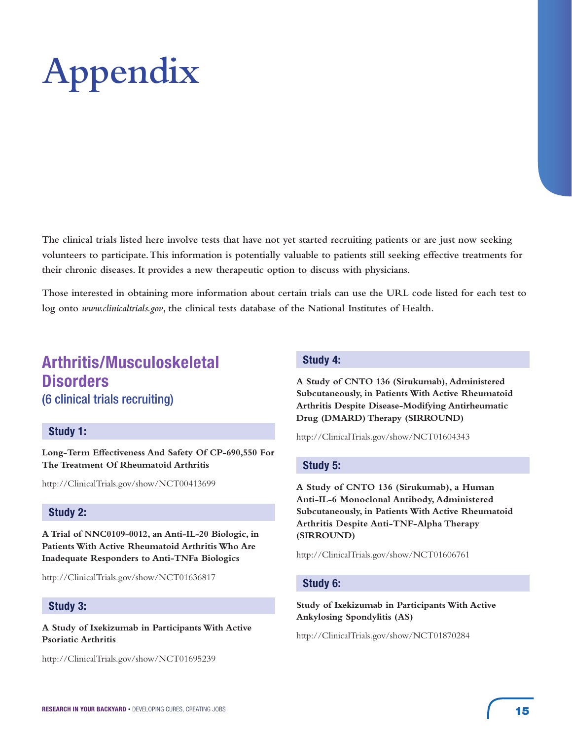# Appendix

The clinical trials listed here involve tests that have not yet started recruiting patients or are just now seeking volunteers to participate. This information is potentially valuable to patients still seeking effective treatments for their chronic diseases. It provides a new therapeutic option to discuss with physicians.

Those interested in obtaining more information about certain trials can use the URL code listed for each test to log onto *www.clinicaltrials.gov*, the clinical tests database of the National Institutes of Health.

## Arthritis/Musculoskeletal Disorders

(6 clinical trials recruiting)

### Study 1:

**Long-Term Effectiveness And Safety Of CP-690,550 For The Treatment Of Rheumatoid Arthritis**

http://ClinicalTrials.gov/show/NCT00413699

### Study 2:

**A Trial of NNC0109-0012, an Anti-IL-20 Biologic, in Patients With Active Rheumatoid Arthritis Who Are Inadequate Responders to Anti-TNFa Biologics**

http://ClinicalTrials.gov/show/NCT01636817

### Study 3:

**A Study of Ixekizumab in Participants With Active Psoriatic Arthritis**

http://ClinicalTrials.gov/show/NCT01695239

### Study 4:

**A Study of CNTO 136 (Sirukumab), Administered Subcutaneously, in Patients With Active Rheumatoid Arthritis Despite Disease-Modifying Antirheumatic Drug (DMARD) Therapy (SIRROUND)**

http://ClinicalTrials.gov/show/NCT01604343

### Study 5:

**A Study of CNTO 136 (Sirukumab), a Human Anti-IL-6 Monoclonal Antibody, Administered Subcutaneously, in Patients With Active Rheumatoid Arthritis Despite Anti-TNF-Alpha Therapy (SIRROUND)**

http://ClinicalTrials.gov/show/NCT01606761

### Study 6:

**Study of Ixekizumab in Participants With Active Ankylosing Spondylitis (AS)**

http://ClinicalTrials.gov/show/NCT01870284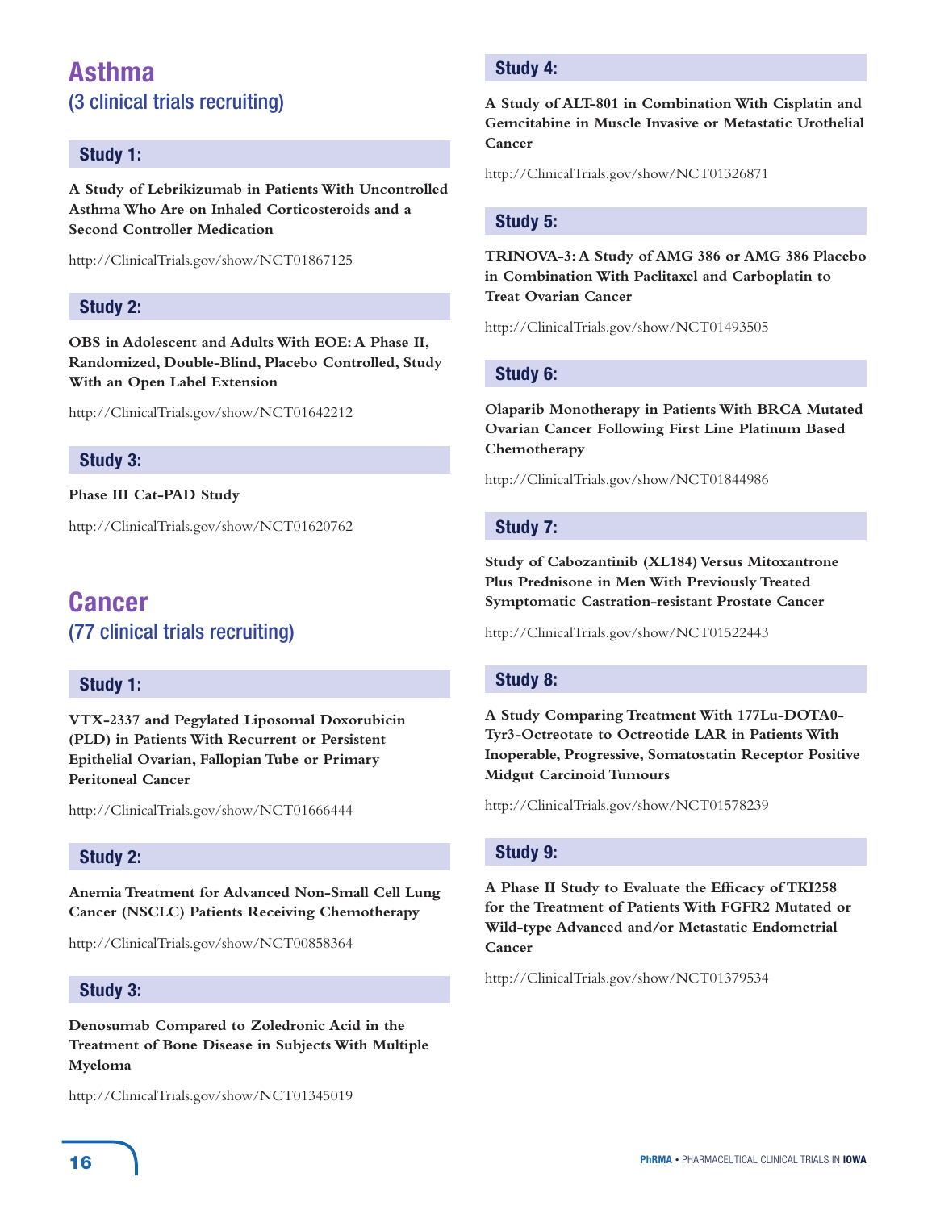## Asthma
### (3 clinical trials recruiting)

#### Study 1:

**A Study of Lebrikizumab in Patients With Uncontrolled Asthma Who Are on Inhaled Corticosteroids and a Second Controller Medication**

http://ClinicalTrials.gov/show/NCT01867125

#### Study 2:

**OBS in Adolescent and Adults With EOE: A Phase II, Randomized, Double-Blind, Placebo Controlled, Study With an Open Label Extension**

http://ClinicalTrials.gov/show/NCT01642212

#### Study 3:

**Phase III Cat-PAD Study**

http://ClinicalTrials.gov/show/NCT01620762

## Cancer
### (77 clinical trials recruiting)

#### Study 1:

**VTX-2337 and Pegylated Liposomal Doxorubicin (PLD) in Patients With Recurrent or Persistent Epithelial Ovarian, Fallopian Tube or Primary Peritoneal Cancer**

http://ClinicalTrials.gov/show/NCT01666444

#### Study 2:

**Anemia Treatment for Advanced Non-Small Cell Lung Cancer (NSCLC) Patients Receiving Chemotherapy**

http://ClinicalTrials.gov/show/NCT00858364

#### Study 3:

**Denosumab Compared to Zoledronic Acid in the Treatment of Bone Disease in Subjects With Multiple Myeloma**

http://ClinicalTrials.gov/show/NCT01345019

#### Study 4:

**A Study of ALT-801 in Combination With Cisplatin and Gemcitabine in Muscle Invasive or Metastatic Urothelial Cancer**

http://ClinicalTrials.gov/show/NCT01326871

#### Study 5:

**TRINOVA-3: A Study of AMG 386 or AMG 386 Placebo in Combination With Paclitaxel and Carboplatin to Treat Ovarian Cancer**

http://ClinicalTrials.gov/show/NCT01493505

#### Study 6:

**Olaparib Monotherapy in Patients With BRCA Mutated Ovarian Cancer Following First Line Platinum Based Chemotherapy**

http://ClinicalTrials.gov/show/NCT01844986

#### Study 7:

**Study of Cabozantinib (XL184) Versus Mitoxantrone Plus Prednisone in Men With Previously Treated Symptomatic Castration-resistant Prostate Cancer**

http://ClinicalTrials.gov/show/NCT01522443

#### Study 8:

**A Study Comparing Treatment With 177Lu-DOTA0-Tyr3-Octreotate to Octreotide LAR in Patients With Inoperable, Progressive, Somatostatin Receptor Positive Midgut Carcinoid Tumours**

http://ClinicalTrials.gov/show/NCT01578239

#### Study 9:

**A Phase II Study to Evaluate the Efficacy of TKI258 for the Treatment of Patients With FGFR2 Mutated or Wild-type Advanced and/or Metastatic Endometrial Cancer**

http://ClinicalTrials.gov/show/NCT01379534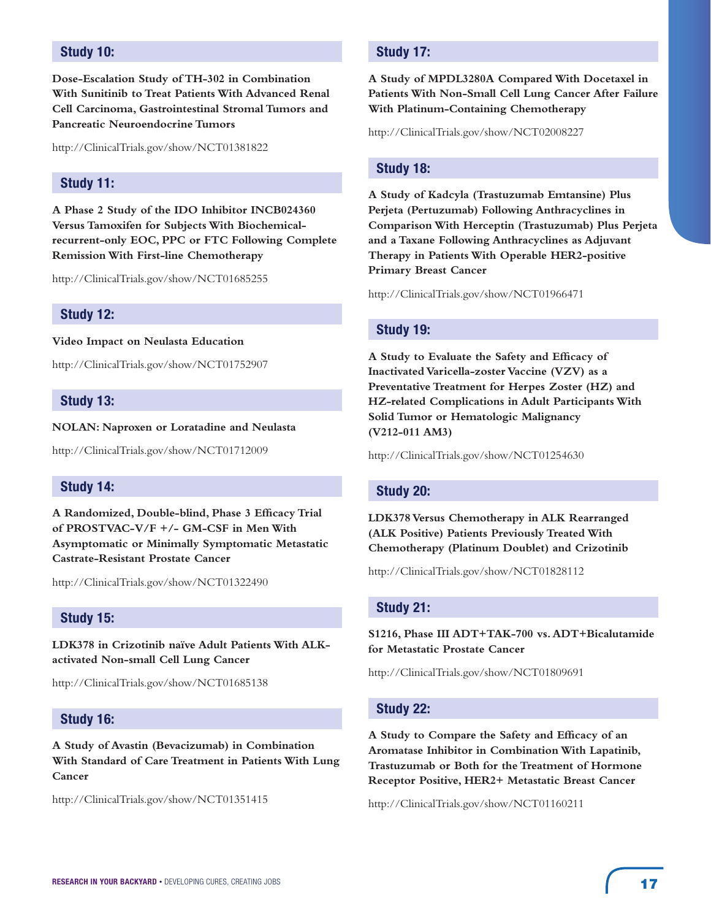## Study 10:

**Dose-Escalation Study of TH-302 in Combination With Sunitinib to Treat Patients With Advanced Renal Cell Carcinoma, Gastrointestinal Stromal Tumors and Pancreatic Neuroendocrine Tumors**

http://ClinicalTrials.gov/show/NCT01381822

## Study 11:

**A Phase 2 Study of the IDO Inhibitor INCB024360 Versus Tamoxifen for Subjects With Biochemical-recurrent-only EOC, PPC or FTC Following Complete Remission With First-line Chemotherapy**

http://ClinicalTrials.gov/show/NCT01685255

## Study 12:

**Video Impact on Neulasta Education**

http://ClinicalTrials.gov/show/NCT01752907

## Study 13:

**NOLAN: Naproxen or Loratadine and Neulasta**

http://ClinicalTrials.gov/show/NCT01712009

## Study 14:

**A Randomized, Double-blind, Phase 3 Efficacy Trial of PROSTVAC-V/F +/- GM-CSF in Men With Asymptomatic or Minimally Symptomatic Metastatic Castrate-Resistant Prostate Cancer**

http://ClinicalTrials.gov/show/NCT01322490

## Study 15:

**LDK378 in Crizotinib naïve Adult Patients With ALK-activated Non-small Cell Lung Cancer**

http://ClinicalTrials.gov/show/NCT01685138

## Study 16:

**A Study of Avastin (Bevacizumab) in Combination With Standard of Care Treatment in Patients With Lung Cancer**

http://ClinicalTrials.gov/show/NCT01351415

## Study 17:

**A Study of MPDL3280A Compared With Docetaxel in Patients With Non-Small Cell Lung Cancer After Failure With Platinum-Containing Chemotherapy**

http://ClinicalTrials.gov/show/NCT02008227

## Study 18:

**A Study of Kadcyla (Trastuzumab Emtansine) Plus Perjeta (Pertuzumab) Following Anthracyclines in Comparison With Herceptin (Trastuzumab) Plus Perjeta and a Taxane Following Anthracyclines as Adjuvant Therapy in Patients With Operable HER2-positive Primary Breast Cancer**

http://ClinicalTrials.gov/show/NCT01966471

## Study 19:

**A Study to Evaluate the Safety and Efficacy of Inactivated Varicella-zoster Vaccine (VZV) as a Preventative Treatment for Herpes Zoster (HZ) and HZ-related Complications in Adult Participants With Solid Tumor or Hematologic Malignancy (V212-011 AM3)**

http://ClinicalTrials.gov/show/NCT01254630

## Study 20:

**LDK378 Versus Chemotherapy in ALK Rearranged (ALK Positive) Patients Previously Treated With Chemotherapy (Platinum Doublet) and Crizotinib**

http://ClinicalTrials.gov/show/NCT01828112

## Study 21:

**S1216, Phase III ADT+TAK-700 vs. ADT+Bicalutamide for Metastatic Prostate Cancer**

http://ClinicalTrials.gov/show/NCT01809691

## Study 22:

**A Study to Compare the Safety and Efficacy of an Aromatase Inhibitor in Combination With Lapatinib, Trastuzumab or Both for the Treatment of Hormone Receptor Positive, HER2+ Metastatic Breast Cancer**

http://ClinicalTrials.gov/show/NCT01160211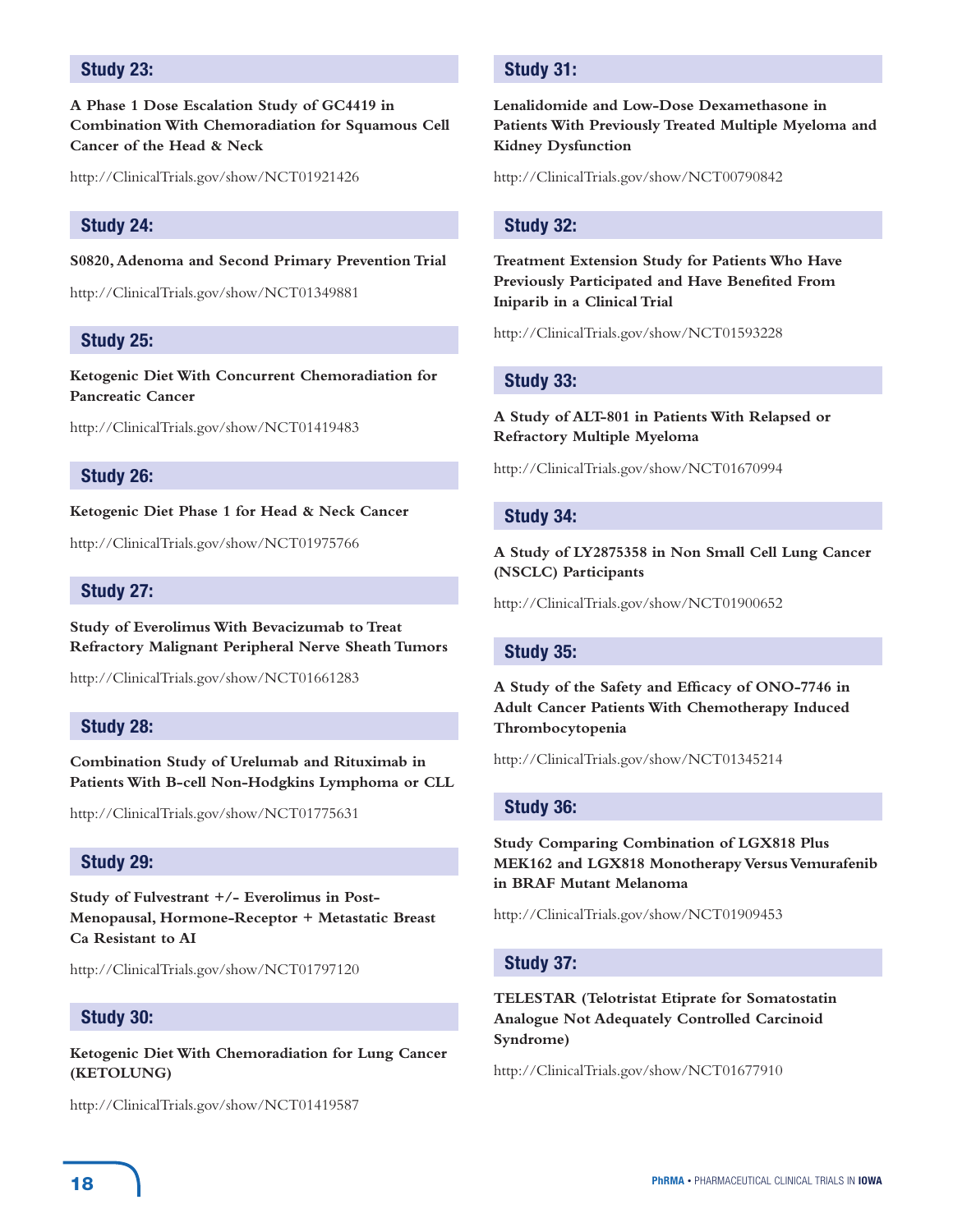## Study 23:

**A Phase 1 Dose Escalation Study of GC4419 in Combination With Chemoradiation for Squamous Cell Cancer of the Head & Neck**

http://ClinicalTrials.gov/show/NCT01921426

## Study 24:

**S0820, Adenoma and Second Primary Prevention Trial**

http://ClinicalTrials.gov/show/NCT01349881

## Study 25:

**Ketogenic Diet With Concurrent Chemoradiation for Pancreatic Cancer**

http://ClinicalTrials.gov/show/NCT01419483

## Study 26:

**Ketogenic Diet Phase 1 for Head & Neck Cancer**

http://ClinicalTrials.gov/show/NCT01975766

## Study 27:

**Study of Everolimus With Bevacizumab to Treat Refractory Malignant Peripheral Nerve Sheath Tumors**

http://ClinicalTrials.gov/show/NCT01661283

## Study 28:

**Combination Study of Urelumab and Rituximab in Patients With B-cell Non-Hodgkins Lymphoma or CLL**

http://ClinicalTrials.gov/show/NCT01775631

## Study 29:

**Study of Fulvestrant +/- Everolimus in Post-Menopausal, Hormone-Receptor + Metastatic Breast Ca Resistant to AI**

http://ClinicalTrials.gov/show/NCT01797120

## Study 30:

**Ketogenic Diet With Chemoradiation for Lung Cancer (KETOLUNG)**

http://ClinicalTrials.gov/show/NCT01419587

## Study 31:

**Lenalidomide and Low-Dose Dexamethasone in Patients With Previously Treated Multiple Myeloma and Kidney Dysfunction**

http://ClinicalTrials.gov/show/NCT00790842

## Study 32:

**Treatment Extension Study for Patients Who Have Previously Participated and Have Benefited From Iniparib in a Clinical Trial**

http://ClinicalTrials.gov/show/NCT01593228

## Study 33:

**A Study of ALT-801 in Patients With Relapsed or Refractory Multiple Myeloma**

http://ClinicalTrials.gov/show/NCT01670994

## Study 34:

**A Study of LY2875358 in Non Small Cell Lung Cancer (NSCLC) Participants**

http://ClinicalTrials.gov/show/NCT01900652

## Study 35:

**A Study of the Safety and Efficacy of ONO-7746 in Adult Cancer Patients With Chemotherapy Induced Thrombocytopenia**

http://ClinicalTrials.gov/show/NCT01345214

## Study 36:

**Study Comparing Combination of LGX818 Plus MEK162 and LGX818 Monotherapy Versus Vemurafenib in BRAF Mutant Melanoma**

http://ClinicalTrials.gov/show/NCT01909453

## Study 37:

**TELESTAR (Telotristat Etiprate for Somatostatin Analogue Not Adequately Controlled Carcinoid Syndrome)**

http://ClinicalTrials.gov/show/NCT01677910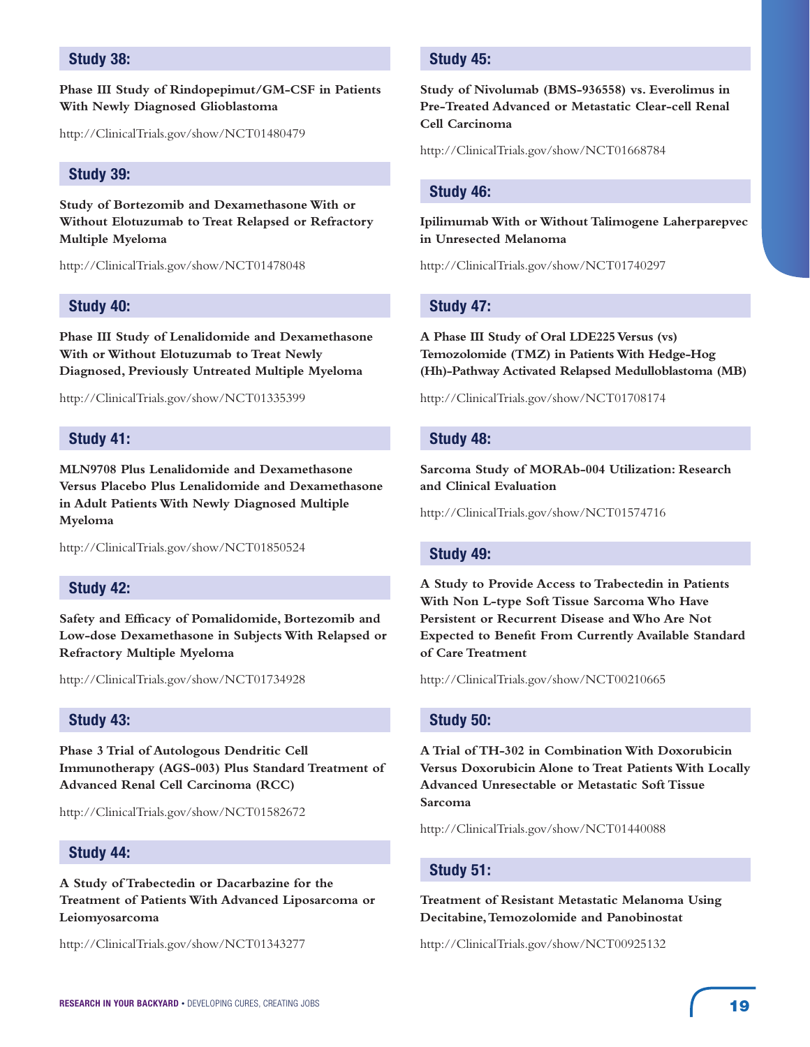### Study 38:

**Phase III Study of Rindopepimut/GM-CSF in Patients With Newly Diagnosed Glioblastoma**

http://ClinicalTrials.gov/show/NCT01480479

### Study 39:

**Study of Bortezomib and Dexamethasone With or Without Elotuzumab to Treat Relapsed or Refractory Multiple Myeloma**

http://ClinicalTrials.gov/show/NCT01478048

### Study 40:

**Phase III Study of Lenalidomide and Dexamethasone With or Without Elotuzumab to Treat Newly Diagnosed, Previously Untreated Multiple Myeloma**

http://ClinicalTrials.gov/show/NCT01335399

### Study 41:

**MLN9708 Plus Lenalidomide and Dexamethasone Versus Placebo Plus Lenalidomide and Dexamethasone in Adult Patients With Newly Diagnosed Multiple Myeloma**

http://ClinicalTrials.gov/show/NCT01850524

### Study 42:

**Safety and Efficacy of Pomalidomide, Bortezomib and Low-dose Dexamethasone in Subjects With Relapsed or Refractory Multiple Myeloma**

http://ClinicalTrials.gov/show/NCT01734928

### Study 43:

**Phase 3 Trial of Autologous Dendritic Cell Immunotherapy (AGS-003) Plus Standard Treatment of Advanced Renal Cell Carcinoma (RCC)**

http://ClinicalTrials.gov/show/NCT01582672

### Study 44:

**A Study of Trabectedin or Dacarbazine for the Treatment of Patients With Advanced Liposarcoma or Leiomyosarcoma**

http://ClinicalTrials.gov/show/NCT01343277

### Study 45:

**Study of Nivolumab (BMS-936558) vs. Everolimus in Pre-Treated Advanced or Metastatic Clear-cell Renal Cell Carcinoma**

http://ClinicalTrials.gov/show/NCT01668784

### Study 46:

**Ipilimumab With or Without Talimogene Laherparepvec in Unresected Melanoma**

http://ClinicalTrials.gov/show/NCT01740297

### Study 47:

**A Phase III Study of Oral LDE225 Versus (vs) Temozolomide (TMZ) in Patients With Hedge-Hog (Hh)-Pathway Activated Relapsed Medulloblastoma (MB)**

http://ClinicalTrials.gov/show/NCT01708174

### Study 48:

**Sarcoma Study of MORAb-004 Utilization: Research and Clinical Evaluation**

http://ClinicalTrials.gov/show/NCT01574716

### Study 49:

**A Study to Provide Access to Trabectedin in Patients With Non L-type Soft Tissue Sarcoma Who Have Persistent or Recurrent Disease and Who Are Not Expected to Benefit From Currently Available Standard of Care Treatment**

http://ClinicalTrials.gov/show/NCT00210665

### Study 50:

**A Trial of TH-302 in Combination With Doxorubicin Versus Doxorubicin Alone to Treat Patients With Locally Advanced Unresectable or Metastatic Soft Tissue Sarcoma**

http://ClinicalTrials.gov/show/NCT01440088

### Study 51:

**Treatment of Resistant Metastatic Melanoma Using Decitabine, Temozolomide and Panobinostat**

http://ClinicalTrials.gov/show/NCT00925132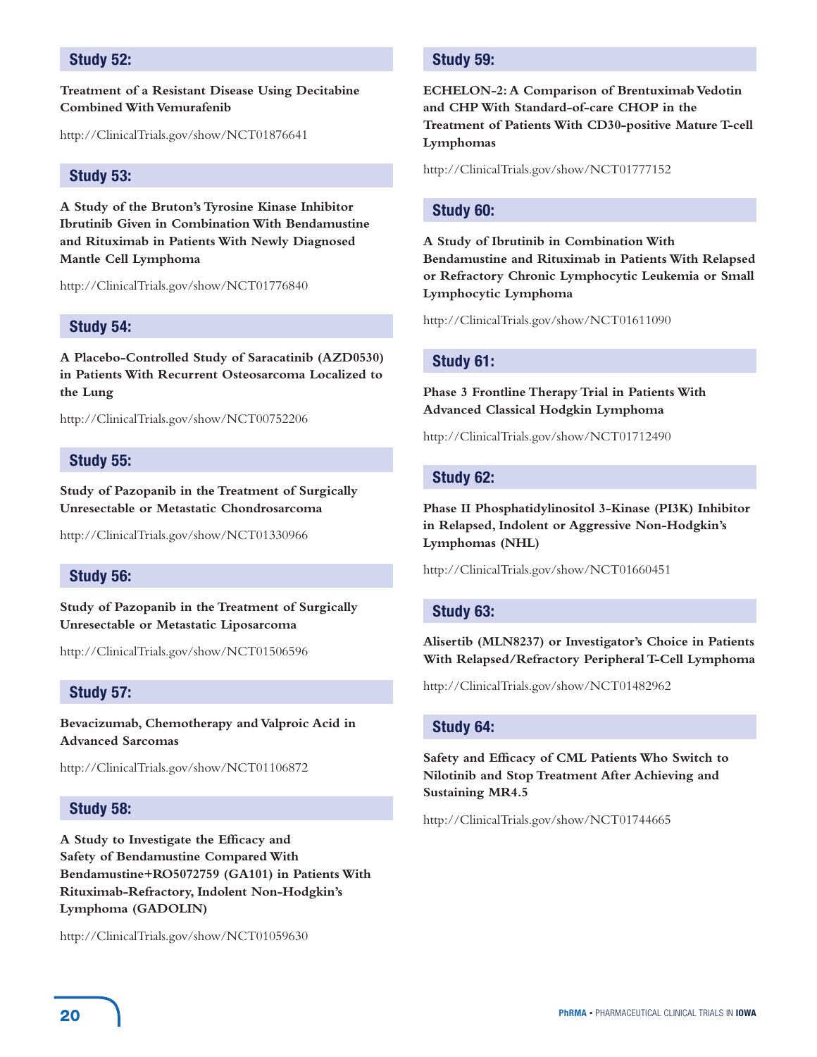### Study 52:

**Treatment of a Resistant Disease Using Decitabine Combined With Vemurafenib**

http://ClinicalTrials.gov/show/NCT01876641

### Study 53:

**A Study of the Bruton's Tyrosine Kinase Inhibitor Ibrutinib Given in Combination With Bendamustine and Rituximab in Patients With Newly Diagnosed Mantle Cell Lymphoma**

http://ClinicalTrials.gov/show/NCT01776840

### Study 54:

**A Placebo-Controlled Study of Saracatinib (AZD0530) in Patients With Recurrent Osteosarcoma Localized to the Lung**

http://ClinicalTrials.gov/show/NCT00752206

### Study 55:

**Study of Pazopanib in the Treatment of Surgically Unresectable or Metastatic Chondrosarcoma**

http://ClinicalTrials.gov/show/NCT01330966

### Study 56:

**Study of Pazopanib in the Treatment of Surgically Unresectable or Metastatic Liposarcoma**

http://ClinicalTrials.gov/show/NCT01506596

### Study 57:

**Bevacizumab, Chemotherapy and Valproic Acid in Advanced Sarcomas**

http://ClinicalTrials.gov/show/NCT01106872

### Study 58:

**A Study to Investigate the Efficacy and Safety of Bendamustine Compared With Bendamustine+RO5072759 (GA101) in Patients With Rituximab-Refractory, Indolent Non-Hodgkin's Lymphoma (GADOLIN)**

http://ClinicalTrials.gov/show/NCT01059630

### Study 59:

**ECHELON-2: A Comparison of Brentuximab Vedotin and CHP With Standard-of-care CHOP in the Treatment of Patients With CD30-positive Mature T-cell Lymphomas**

http://ClinicalTrials.gov/show/NCT01777152

### Study 60:

**A Study of Ibrutinib in Combination With Bendamustine and Rituximab in Patients With Relapsed or Refractory Chronic Lymphocytic Leukemia or Small Lymphocytic Lymphoma**

http://ClinicalTrials.gov/show/NCT01611090

### Study 61:

**Phase 3 Frontline Therapy Trial in Patients With Advanced Classical Hodgkin Lymphoma**

http://ClinicalTrials.gov/show/NCT01712490

### Study 62:

**Phase II Phosphatidylinositol 3-Kinase (PI3K) Inhibitor in Relapsed, Indolent or Aggressive Non-Hodgkin's Lymphomas (NHL)**

http://ClinicalTrials.gov/show/NCT01660451

### Study 63:

**Alisertib (MLN8237) or Investigator's Choice in Patients With Relapsed/Refractory Peripheral T-Cell Lymphoma**

http://ClinicalTrials.gov/show/NCT01482962

### Study 64:

**Safety and Efficacy of CML Patients Who Switch to Nilotinib and Stop Treatment After Achieving and Sustaining MR4.5**

http://ClinicalTrials.gov/show/NCT01744665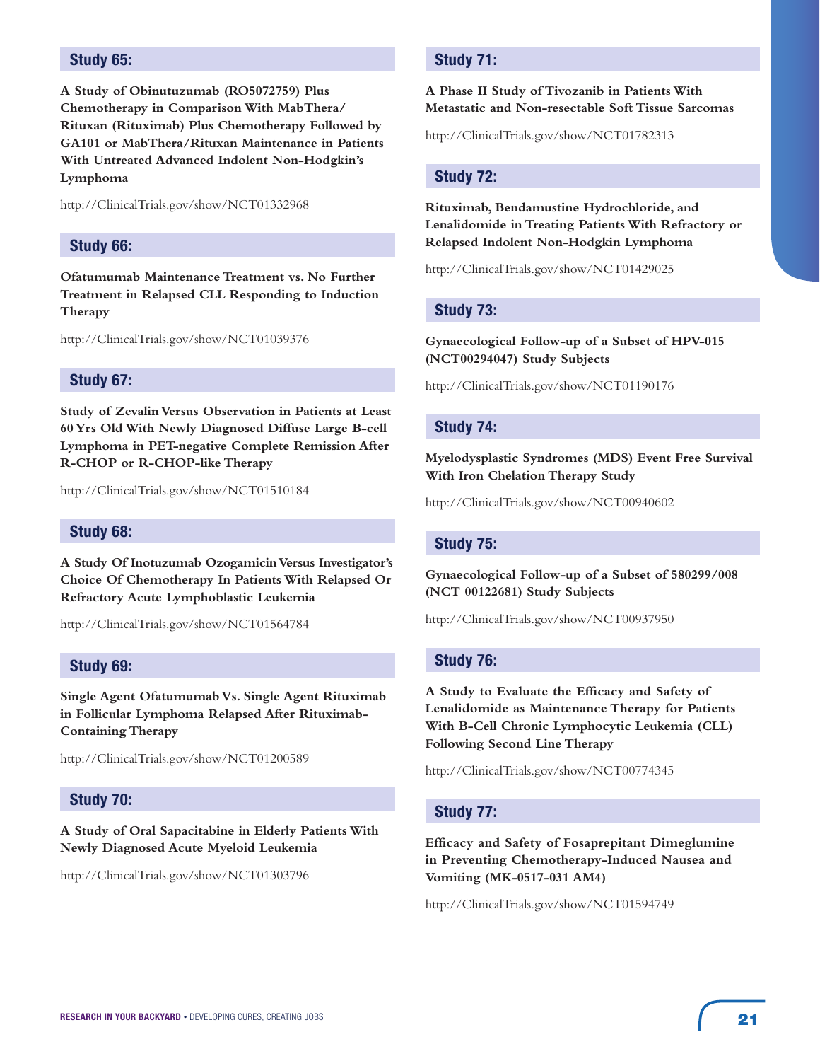## Study 65:

**A Study of Obinutuzumab (RO5072759) Plus Chemotherapy in Comparison With MabThera/Rituxan (Rituximab) Plus Chemotherapy Followed by GA101 or MabThera/Rituxan Maintenance in Patients With Untreated Advanced Indolent Non-Hodgkin's Lymphoma**

http://ClinicalTrials.gov/show/NCT01332968

## Study 66:

**Ofatumumab Maintenance Treatment vs. No Further Treatment in Relapsed CLL Responding to Induction Therapy**

http://ClinicalTrials.gov/show/NCT01039376

## Study 67:

**Study of Zevalin Versus Observation in Patients at Least 60 Yrs Old With Newly Diagnosed Diffuse Large B-cell Lymphoma in PET-negative Complete Remission After R-CHOP or R-CHOP-like Therapy**

http://ClinicalTrials.gov/show/NCT01510184

## Study 68:

**A Study Of Inotuzumab Ozogamicin Versus Investigator's Choice Of Chemotherapy In Patients With Relapsed Or Refractory Acute Lymphoblastic Leukemia**

http://ClinicalTrials.gov/show/NCT01564784

## Study 69:

**Single Agent Ofatumumab Vs. Single Agent Rituximab in Follicular Lymphoma Relapsed After Rituximab-Containing Therapy**

http://ClinicalTrials.gov/show/NCT01200589

## Study 70:

**A Study of Oral Sapacitabine in Elderly Patients With Newly Diagnosed Acute Myeloid Leukemia**

http://ClinicalTrials.gov/show/NCT01303796

## Study 71:

**A Phase II Study of Tivozanib in Patients With Metastatic and Non-resectable Soft Tissue Sarcomas**

http://ClinicalTrials.gov/show/NCT01782313

## Study 72:

**Rituximab, Bendamustine Hydrochloride, and Lenalidomide in Treating Patients With Refractory or Relapsed Indolent Non-Hodgkin Lymphoma**

http://ClinicalTrials.gov/show/NCT01429025

## Study 73:

**Gynaecological Follow-up of a Subset of HPV-015 (NCT00294047) Study Subjects**

http://ClinicalTrials.gov/show/NCT01190176

## Study 74:

**Myelodysplastic Syndromes (MDS) Event Free Survival With Iron Chelation Therapy Study**

http://ClinicalTrials.gov/show/NCT00940602

## Study 75:

**Gynaecological Follow-up of a Subset of 580299/008 (NCT 00122681) Study Subjects**

http://ClinicalTrials.gov/show/NCT00937950

## Study 76:

**A Study to Evaluate the Efficacy and Safety of Lenalidomide as Maintenance Therapy for Patients With B-Cell Chronic Lymphocytic Leukemia (CLL) Following Second Line Therapy**

http://ClinicalTrials.gov/show/NCT00774345

## Study 77:

**Efficacy and Safety of Fosaprepitant Dimeglumine in Preventing Chemotherapy-Induced Nausea and Vomiting (MK-0517-031 AM4)**

http://ClinicalTrials.gov/show/NCT01594749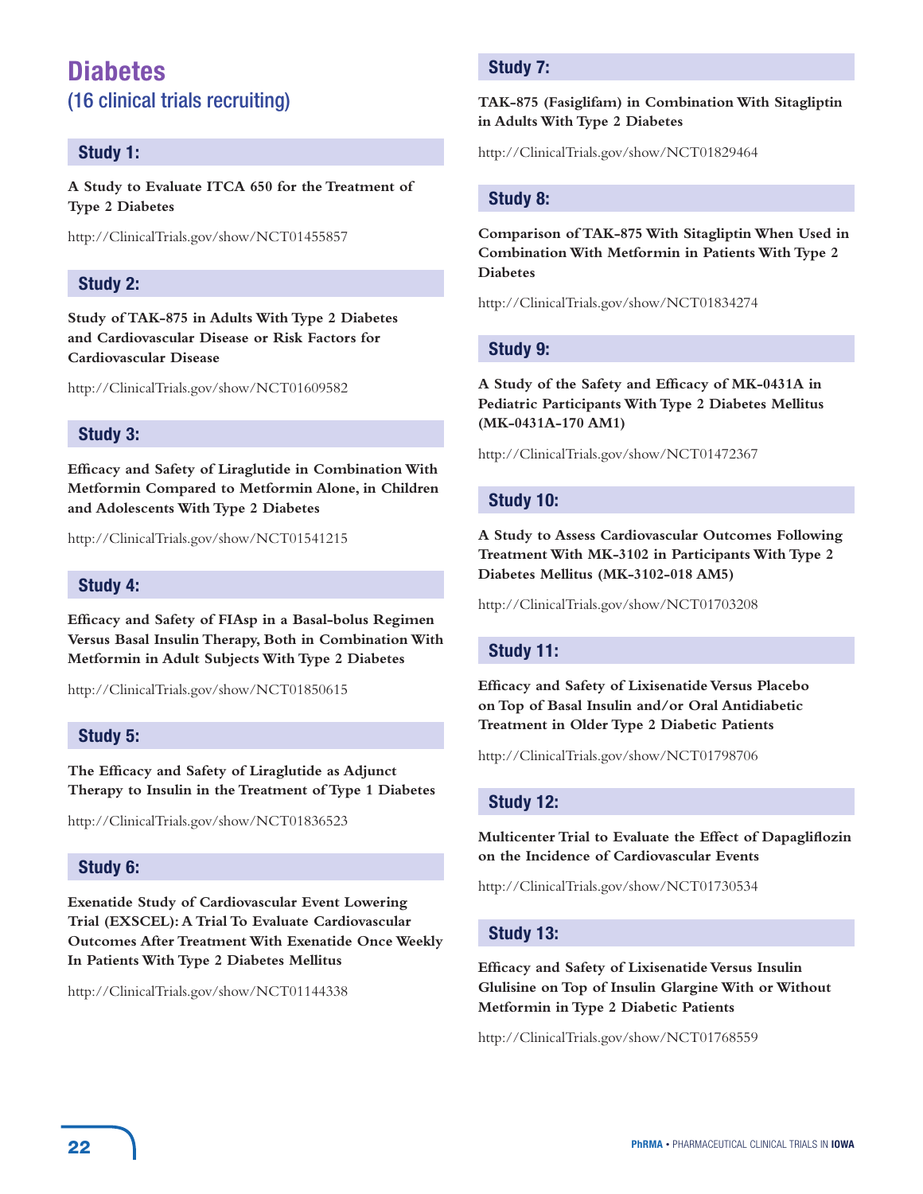# Diabetes

## (16 clinical trials recruiting)

### Study 1:

**A Study to Evaluate ITCA 650 for the Treatment of Type 2 Diabetes**

http://ClinicalTrials.gov/show/NCT01455857

### Study 2:

**Study of TAK-875 in Adults With Type 2 Diabetes and Cardiovascular Disease or Risk Factors for Cardiovascular Disease**

http://ClinicalTrials.gov/show/NCT01609582

### Study 3:

**Efficacy and Safety of Liraglutide in Combination With Metformin Compared to Metformin Alone, in Children and Adolescents With Type 2 Diabetes**

http://ClinicalTrials.gov/show/NCT01541215

### Study 4:

**Efficacy and Safety of FIAsp in a Basal-bolus Regimen Versus Basal Insulin Therapy, Both in Combination With Metformin in Adult Subjects With Type 2 Diabetes**

http://ClinicalTrials.gov/show/NCT01850615

### Study 5:

**The Efficacy and Safety of Liraglutide as Adjunct Therapy to Insulin in the Treatment of Type 1 Diabetes**

http://ClinicalTrials.gov/show/NCT01836523

### Study 6:

**Exenatide Study of Cardiovascular Event Lowering Trial (EXSCEL): A Trial To Evaluate Cardiovascular Outcomes After Treatment With Exenatide Once Weekly In Patients With Type 2 Diabetes Mellitus**

http://ClinicalTrials.gov/show/NCT01144338

### Study 7:

**TAK-875 (Fasiglifam) in Combination With Sitagliptin in Adults With Type 2 Diabetes**

http://ClinicalTrials.gov/show/NCT01829464

### Study 8:

**Comparison of TAK-875 With Sitagliptin When Used in Combination With Metformin in Patients With Type 2 Diabetes**

http://ClinicalTrials.gov/show/NCT01834274

### Study 9:

**A Study of the Safety and Efficacy of MK-0431A in Pediatric Participants With Type 2 Diabetes Mellitus (MK-0431A-170 AM1)**

http://ClinicalTrials.gov/show/NCT01472367

### Study 10:

**A Study to Assess Cardiovascular Outcomes Following Treatment With MK-3102 in Participants With Type 2 Diabetes Mellitus (MK-3102-018 AM5)**

http://ClinicalTrials.gov/show/NCT01703208

### Study 11:

**Efficacy and Safety of Lixisenatide Versus Placebo on Top of Basal Insulin and/or Oral Antidiabetic Treatment in Older Type 2 Diabetic Patients**

http://ClinicalTrials.gov/show/NCT01798706

### Study 12:

**Multicenter Trial to Evaluate the Effect of Dapagliflozin on the Incidence of Cardiovascular Events**

http://ClinicalTrials.gov/show/NCT01730534

### Study 13:

**Efficacy and Safety of Lixisenatide Versus Insulin Glulisine on Top of Insulin Glargine With or Without Metformin in Type 2 Diabetic Patients**

http://ClinicalTrials.gov/show/NCT01768559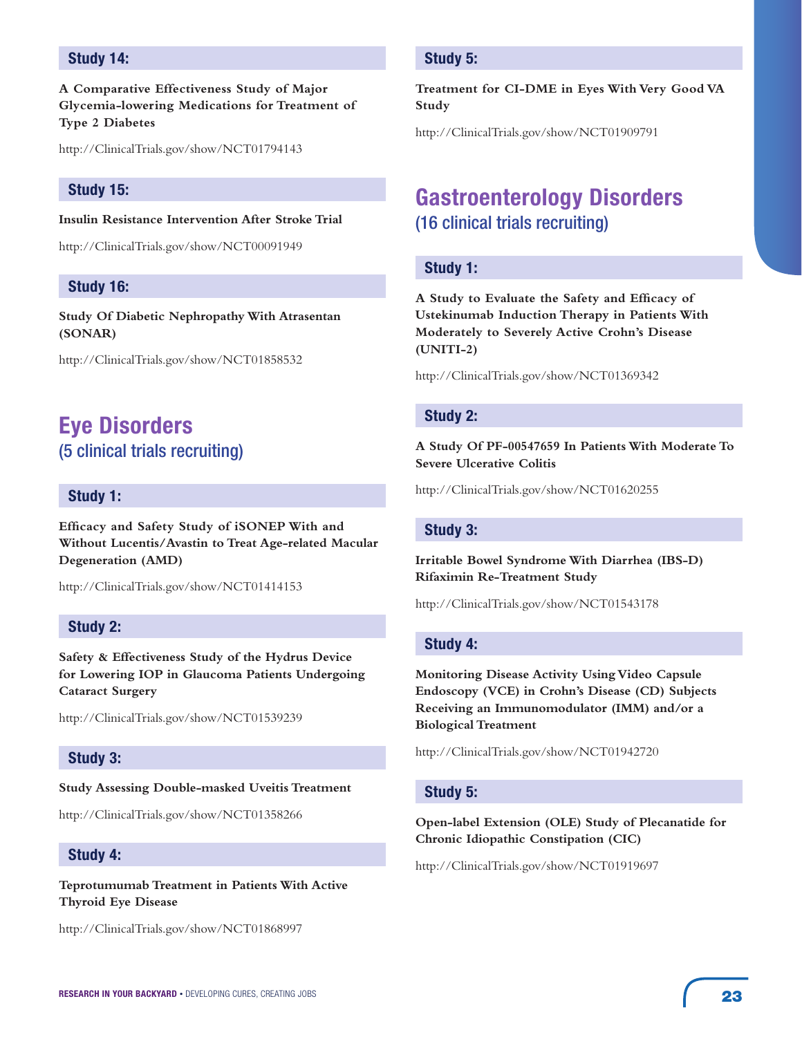### Study 14:

**A Comparative Effectiveness Study of Major Glycemia-lowering Medications for Treatment of Type 2 Diabetes**

http://ClinicalTrials.gov/show/NCT01794143

### Study 15:

**Insulin Resistance Intervention After Stroke Trial**

http://ClinicalTrials.gov/show/NCT00091949

### Study 16:

**Study Of Diabetic Nephropathy With Atrasentan (SONAR)**

http://ClinicalTrials.gov/show/NCT01858532

## Eye Disorders

(5 clinical trials recruiting)

### Study 1:

**Efficacy and Safety Study of iSONEP With and Without Lucentis/Avastin to Treat Age-related Macular Degeneration (AMD)**

http://ClinicalTrials.gov/show/NCT01414153

### Study 2:

**Safety & Effectiveness Study of the Hydrus Device for Lowering IOP in Glaucoma Patients Undergoing Cataract Surgery**

http://ClinicalTrials.gov/show/NCT01539239

### Study 3:

**Study Assessing Double-masked Uveitis Treatment**

http://ClinicalTrials.gov/show/NCT01358266

### Study 4:

**Teprotumumab Treatment in Patients With Active Thyroid Eye Disease**

http://ClinicalTrials.gov/show/NCT01868997

### Study 5:

**Treatment for CI-DME in Eyes With Very Good VA Study**

http://ClinicalTrials.gov/show/NCT01909791

## Gastroenterology Disorders

(16 clinical trials recruiting)

### Study 1:

**A Study to Evaluate the Safety and Efficacy of Ustekinumab Induction Therapy in Patients With Moderately to Severely Active Crohn's Disease (UNITI-2)**

http://ClinicalTrials.gov/show/NCT01369342

### Study 2:

**A Study Of PF-00547659 In Patients With Moderate To Severe Ulcerative Colitis**

http://ClinicalTrials.gov/show/NCT01620255

### Study 3:

**Irritable Bowel Syndrome With Diarrhea (IBS-D) Rifaximin Re-Treatment Study**

http://ClinicalTrials.gov/show/NCT01543178

### Study 4:

**Monitoring Disease Activity Using Video Capsule Endoscopy (VCE) in Crohn's Disease (CD) Subjects Receiving an Immunomodulator (IMM) and/or a Biological Treatment**

http://ClinicalTrials.gov/show/NCT01942720

### Study 5:

**Open-label Extension (OLE) Study of Plecanatide for Chronic Idiopathic Constipation (CIC)**

http://ClinicalTrials.gov/show/NCT01919697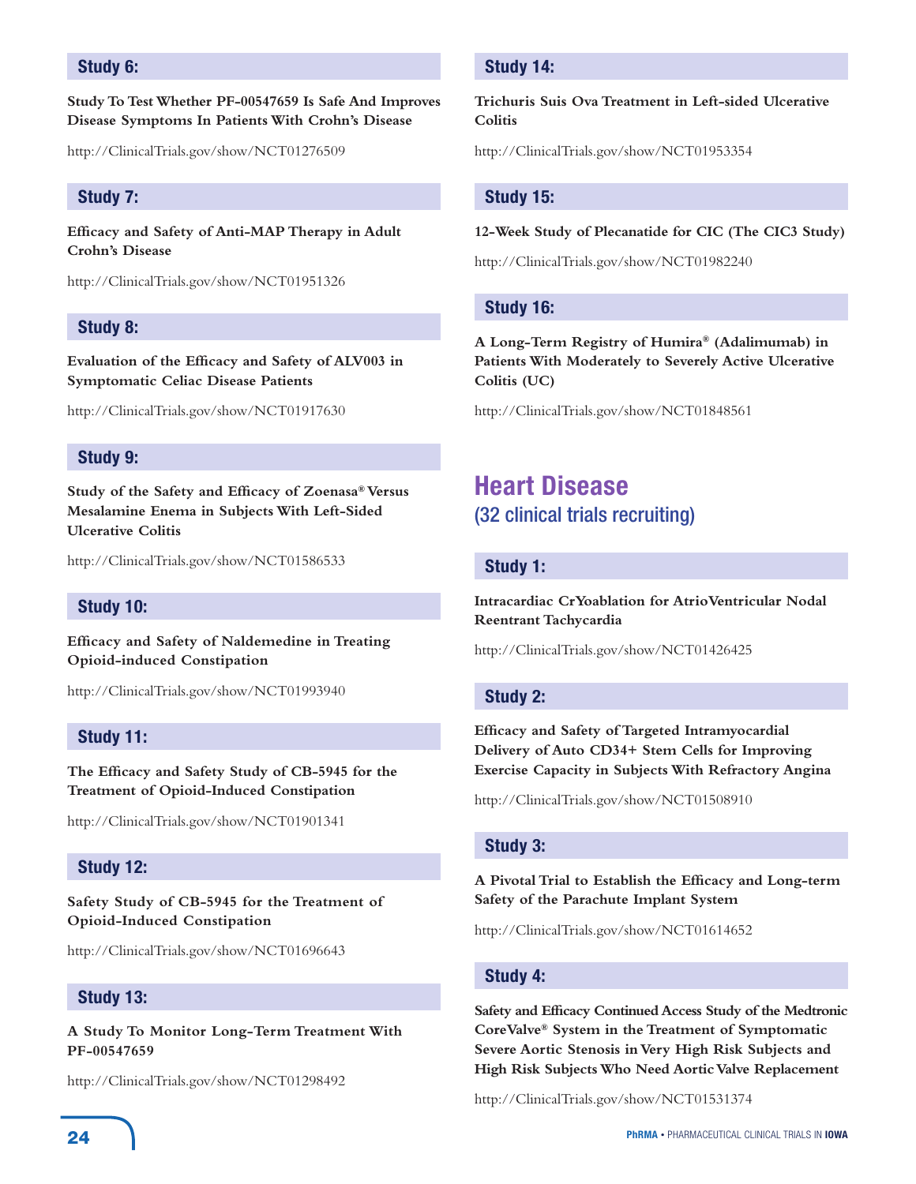### Study 6:

**Study To Test Whether PF-00547659 Is Safe And Improves Disease Symptoms In Patients With Crohn's Disease**

http://ClinicalTrials.gov/show/NCT01276509

### Study 7:

**Efficacy and Safety of Anti-MAP Therapy in Adult Crohn's Disease**

http://ClinicalTrials.gov/show/NCT01951326

### Study 8:

**Evaluation of the Efficacy and Safety of ALV003 in Symptomatic Celiac Disease Patients**

http://ClinicalTrials.gov/show/NCT01917630

### Study 9:

**Study of the Safety and Efficacy of Zoenasa® Versus Mesalamine Enema in Subjects With Left-Sided Ulcerative Colitis**

http://ClinicalTrials.gov/show/NCT01586533

### Study 10:

**Efficacy and Safety of Naldemedine in Treating Opioid-induced Constipation**

http://ClinicalTrials.gov/show/NCT01993940

### Study 11:

**The Efficacy and Safety Study of CB-5945 for the Treatment of Opioid-Induced Constipation**

http://ClinicalTrials.gov/show/NCT01901341

### Study 12:

**Safety Study of CB-5945 for the Treatment of Opioid-Induced Constipation**

http://ClinicalTrials.gov/show/NCT01696643

### Study 13:

**A Study To Monitor Long-Term Treatment With PF-00547659**

http://ClinicalTrials.gov/show/NCT01298492

### Study 14:

**Trichuris Suis Ova Treatment in Left-sided Ulcerative Colitis**

http://ClinicalTrials.gov/show/NCT01953354

### Study 15:

**12-Week Study of Plecanatide for CIC (The CIC3 Study)**

http://ClinicalTrials.gov/show/NCT01982240

### Study 16:

**A Long-Term Registry of Humira® (Adalimumab) in Patients With Moderately to Severely Active Ulcerative Colitis (UC)**

http://ClinicalTrials.gov/show/NCT01848561

## Heart Disease
(32 clinical trials recruiting)

### Study 1:

**Intracardiac CrYoablation for AtrioVentricular Nodal Reentrant Tachycardia**

http://ClinicalTrials.gov/show/NCT01426425

### Study 2:

**Efficacy and Safety of Targeted Intramyocardial Delivery of Auto CD34+ Stem Cells for Improving Exercise Capacity in Subjects With Refractory Angina**

http://ClinicalTrials.gov/show/NCT01508910

### Study 3:

**A Pivotal Trial to Establish the Efficacy and Long-term Safety of the Parachute Implant System**

http://ClinicalTrials.gov/show/NCT01614652

### Study 4:

**Safety and Efficacy Continued Access Study of the Medtronic CoreValve® System in the Treatment of Symptomatic Severe Aortic Stenosis in Very High Risk Subjects and High Risk Subjects Who Need Aortic Valve Replacement**

http://ClinicalTrials.gov/show/NCT01531374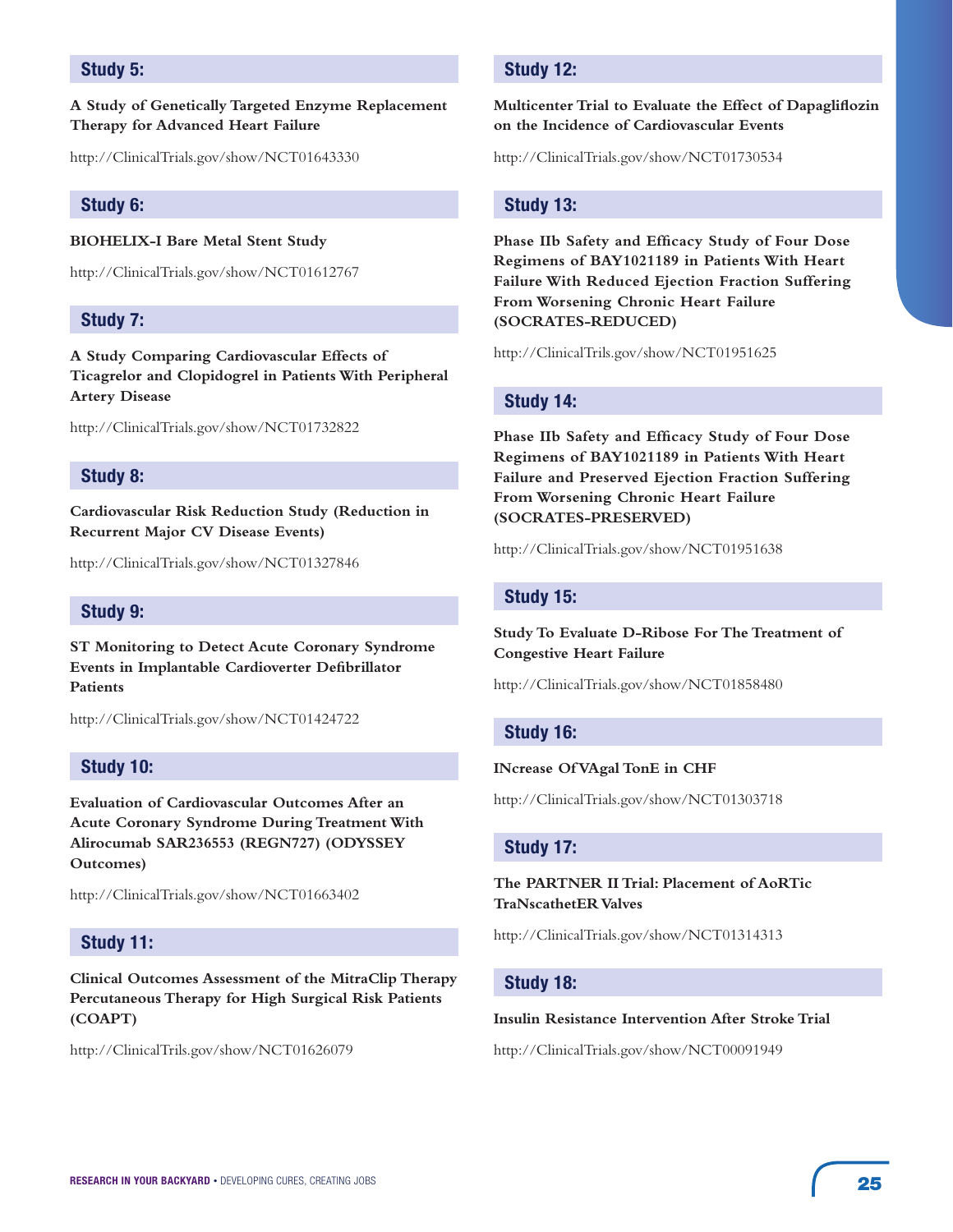## Study 5:

**A Study of Genetically Targeted Enzyme Replacement Therapy for Advanced Heart Failure**

http://ClinicalTrials.gov/show/NCT01643330

## Study 6:

**BIOHELIX-I Bare Metal Stent Study**

http://ClinicalTrials.gov/show/NCT01612767

## Study 7:

**A Study Comparing Cardiovascular Effects of Ticagrelor and Clopidogrel in Patients With Peripheral Artery Disease**

http://ClinicalTrials.gov/show/NCT01732822

## Study 8:

**Cardiovascular Risk Reduction Study (Reduction in Recurrent Major CV Disease Events)**

http://ClinicalTrials.gov/show/NCT01327846

## Study 9:

**ST Monitoring to Detect Acute Coronary Syndrome Events in Implantable Cardioverter Defibrillator Patients**

http://ClinicalTrials.gov/show/NCT01424722

## Study 10:

**Evaluation of Cardiovascular Outcomes After an Acute Coronary Syndrome During Treatment With Alirocumab SAR236553 (REGN727) (ODYSSEY Outcomes)**

http://ClinicalTrials.gov/show/NCT01663402

## Study 11:

**Clinical Outcomes Assessment of the MitraClip Therapy Percutaneous Therapy for High Surgical Risk Patients (COAPT)**

http://ClinicalTrils.gov/show/NCT01626079

## Study 12:

**Multicenter Trial to Evaluate the Effect of Dapagliflozin on the Incidence of Cardiovascular Events**

http://ClinicalTrials.gov/show/NCT01730534

## Study 13:

**Phase IIb Safety and Efficacy Study of Four Dose Regimens of BAY1021189 in Patients With Heart Failure With Reduced Ejection Fraction Suffering From Worsening Chronic Heart Failure (SOCRATES-REDUCED)**

http://ClinicalTrils.gov/show/NCT01951625

## Study 14:

**Phase IIb Safety and Efficacy Study of Four Dose Regimens of BAY1021189 in Patients With Heart Failure and Preserved Ejection Fraction Suffering From Worsening Chronic Heart Failure (SOCRATES-PRESERVED)**

http://ClinicalTrials.gov/show/NCT01951638

## Study 15:

**Study To Evaluate D-Ribose For The Treatment of Congestive Heart Failure**

http://ClinicalTrials.gov/show/NCT01858480

## Study 16:

**INcrease Of VAgal TonE in CHF**

http://ClinicalTrials.gov/show/NCT01303718

## Study 17:

**The PARTNER II Trial: Placement of AoRTic TraNscathetER Valves**

http://ClinicalTrials.gov/show/NCT01314313

## Study 18:

**Insulin Resistance Intervention After Stroke Trial**

http://ClinicalTrials.gov/show/NCT00091949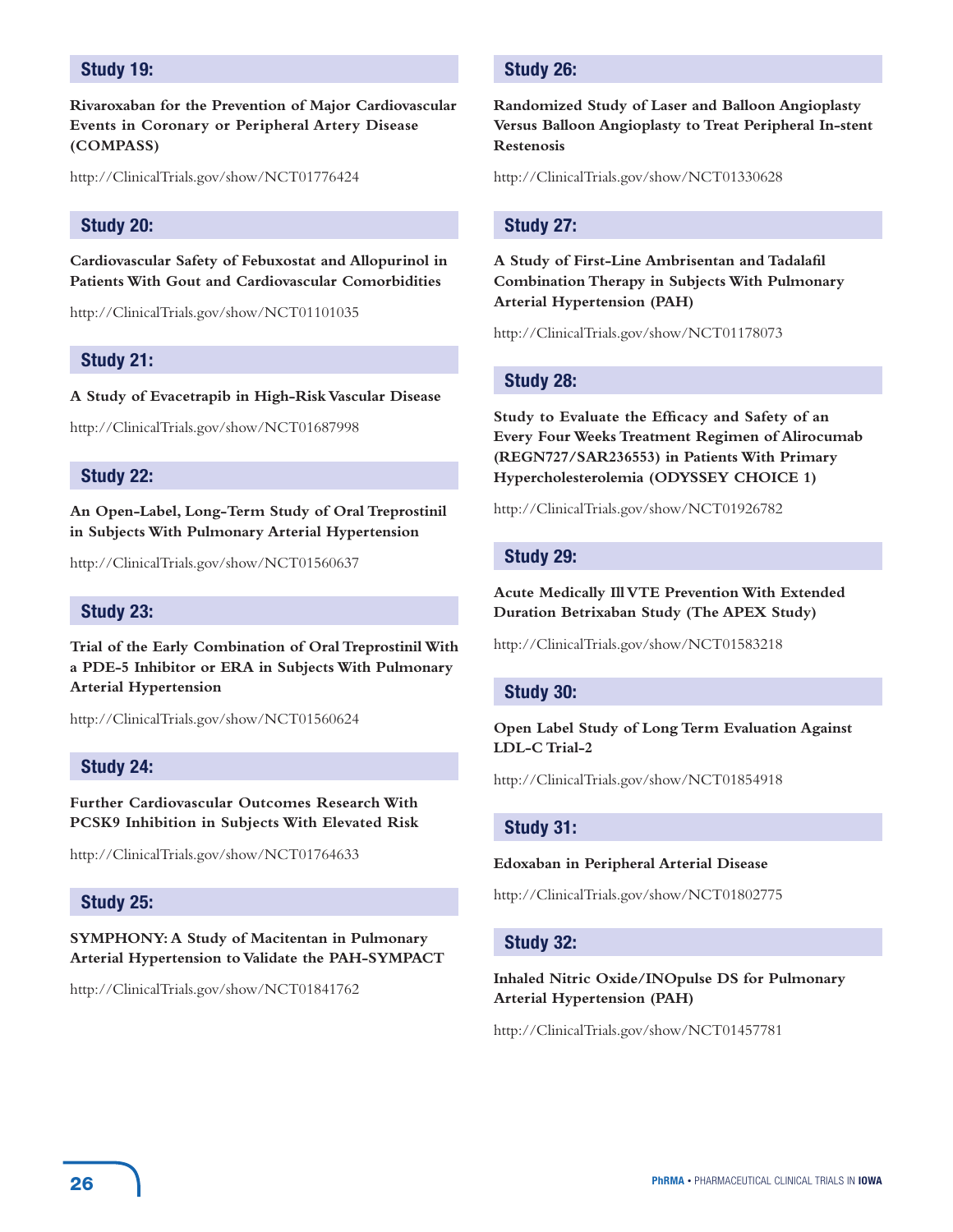## Study 19:

**Rivaroxaban for the Prevention of Major Cardiovascular Events in Coronary or Peripheral Artery Disease (COMPASS)**

http://ClinicalTrials.gov/show/NCT01776424

## Study 20:

**Cardiovascular Safety of Febuxostat and Allopurinol in Patients With Gout and Cardiovascular Comorbidities**

http://ClinicalTrials.gov/show/NCT01101035

## Study 21:

**A Study of Evacetrapib in High-Risk Vascular Disease**

http://ClinicalTrials.gov/show/NCT01687998

## Study 22:

**An Open-Label, Long-Term Study of Oral Treprostinil in Subjects With Pulmonary Arterial Hypertension**

http://ClinicalTrials.gov/show/NCT01560637

## Study 23:

**Trial of the Early Combination of Oral Treprostinil With a PDE-5 Inhibitor or ERA in Subjects With Pulmonary Arterial Hypertension**

http://ClinicalTrials.gov/show/NCT01560624

## Study 24:

**Further Cardiovascular Outcomes Research With PCSK9 Inhibition in Subjects With Elevated Risk**

http://ClinicalTrials.gov/show/NCT01764633

## Study 25:

**SYMPHONY: A Study of Macitentan in Pulmonary Arterial Hypertension to Validate the PAH-SYMPACT**

http://ClinicalTrials.gov/show/NCT01841762

## Study 26:

**Randomized Study of Laser and Balloon Angioplasty Versus Balloon Angioplasty to Treat Peripheral In-stent Restenosis**

http://ClinicalTrials.gov/show/NCT01330628

## Study 27:

**A Study of First-Line Ambrisentan and Tadalafil Combination Therapy in Subjects With Pulmonary Arterial Hypertension (PAH)**

http://ClinicalTrials.gov/show/NCT01178073

## Study 28:

**Study to Evaluate the Efficacy and Safety of an Every Four Weeks Treatment Regimen of Alirocumab (REGN727/SAR236553) in Patients With Primary Hypercholesterolemia (ODYSSEY CHOICE 1)**

http://ClinicalTrials.gov/show/NCT01926782

## Study 29:

**Acute Medically Ill VTE Prevention With Extended Duration Betrixaban Study (The APEX Study)**

http://ClinicalTrials.gov/show/NCT01583218

## Study 30:

**Open Label Study of Long Term Evaluation Against LDL-C Trial-2**

http://ClinicalTrials.gov/show/NCT01854918

## Study 31:

**Edoxaban in Peripheral Arterial Disease**

http://ClinicalTrials.gov/show/NCT01802775

## Study 32:

**Inhaled Nitric Oxide/INOpulse DS for Pulmonary Arterial Hypertension (PAH)**

http://ClinicalTrials.gov/show/NCT01457781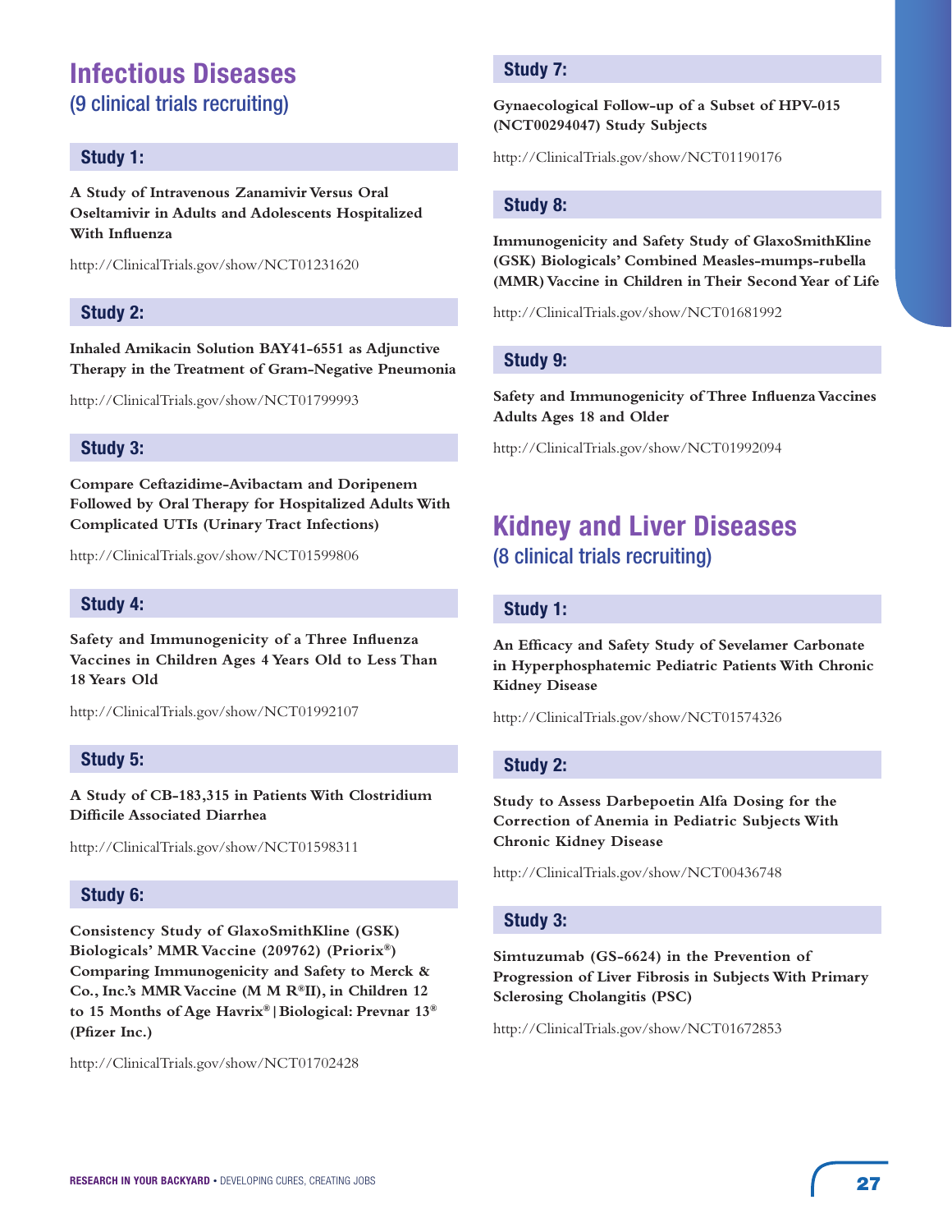# Infectious Diseases

(9 clinical trials recruiting)

### Study 1:

**A Study of Intravenous Zanamivir Versus Oral Oseltamivir in Adults and Adolescents Hospitalized With Influenza**

http://ClinicalTrials.gov/show/NCT01231620

### Study 2:

**Inhaled Amikacin Solution BAY41-6551 as Adjunctive Therapy in the Treatment of Gram-Negative Pneumonia**

http://ClinicalTrials.gov/show/NCT01799993

### Study 3:

**Compare Ceftazidime-Avibactam and Doripenem Followed by Oral Therapy for Hospitalized Adults With Complicated UTIs (Urinary Tract Infections)**

http://ClinicalTrials.gov/show/NCT01599806

### Study 4:

**Safety and Immunogenicity of a Three Influenza Vaccines in Children Ages 4 Years Old to Less Than 18 Years Old**

http://ClinicalTrials.gov/show/NCT01992107

### Study 5:

**A Study of CB-183,315 in Patients With Clostridium Difficile Associated Diarrhea**

http://ClinicalTrials.gov/show/NCT01598311

### Study 6:

**Consistency Study of GlaxoSmithKline (GSK) Biologicals' MMR Vaccine (209762) (Priorix®) Comparing Immunogenicity and Safety to Merck & Co., Inc.'s MMR Vaccine (M M R®II), in Children 12 to 15 Months of Age Havrix® | Biological: Prevnar 13® (Pfizer Inc.)**

http://ClinicalTrials.gov/show/NCT01702428

### Study 7:

**Gynaecological Follow-up of a Subset of HPV-015 (NCT00294047) Study Subjects**

http://ClinicalTrials.gov/show/NCT01190176

### Study 8:

**Immunogenicity and Safety Study of GlaxoSmithKline (GSK) Biologicals' Combined Measles-mumps-rubella (MMR) Vaccine in Children in Their Second Year of Life**

http://ClinicalTrials.gov/show/NCT01681992

### Study 9:

**Safety and Immunogenicity of Three Influenza Vaccines Adults Ages 18 and Older**

http://ClinicalTrials.gov/show/NCT01992094

# Kidney and Liver Diseases

(8 clinical trials recruiting)

### Study 1:

**An Efficacy and Safety Study of Sevelamer Carbonate in Hyperphosphatemic Pediatric Patients With Chronic Kidney Disease**

http://ClinicalTrials.gov/show/NCT01574326

### Study 2:

**Study to Assess Darbepoetin Alfa Dosing for the Correction of Anemia in Pediatric Subjects With Chronic Kidney Disease**

http://ClinicalTrials.gov/show/NCT00436748

### Study 3:

**Simtuzumab (GS-6624) in the Prevention of Progression of Liver Fibrosis in Subjects With Primary Sclerosing Cholangitis (PSC)**

http://ClinicalTrials.gov/show/NCT01672853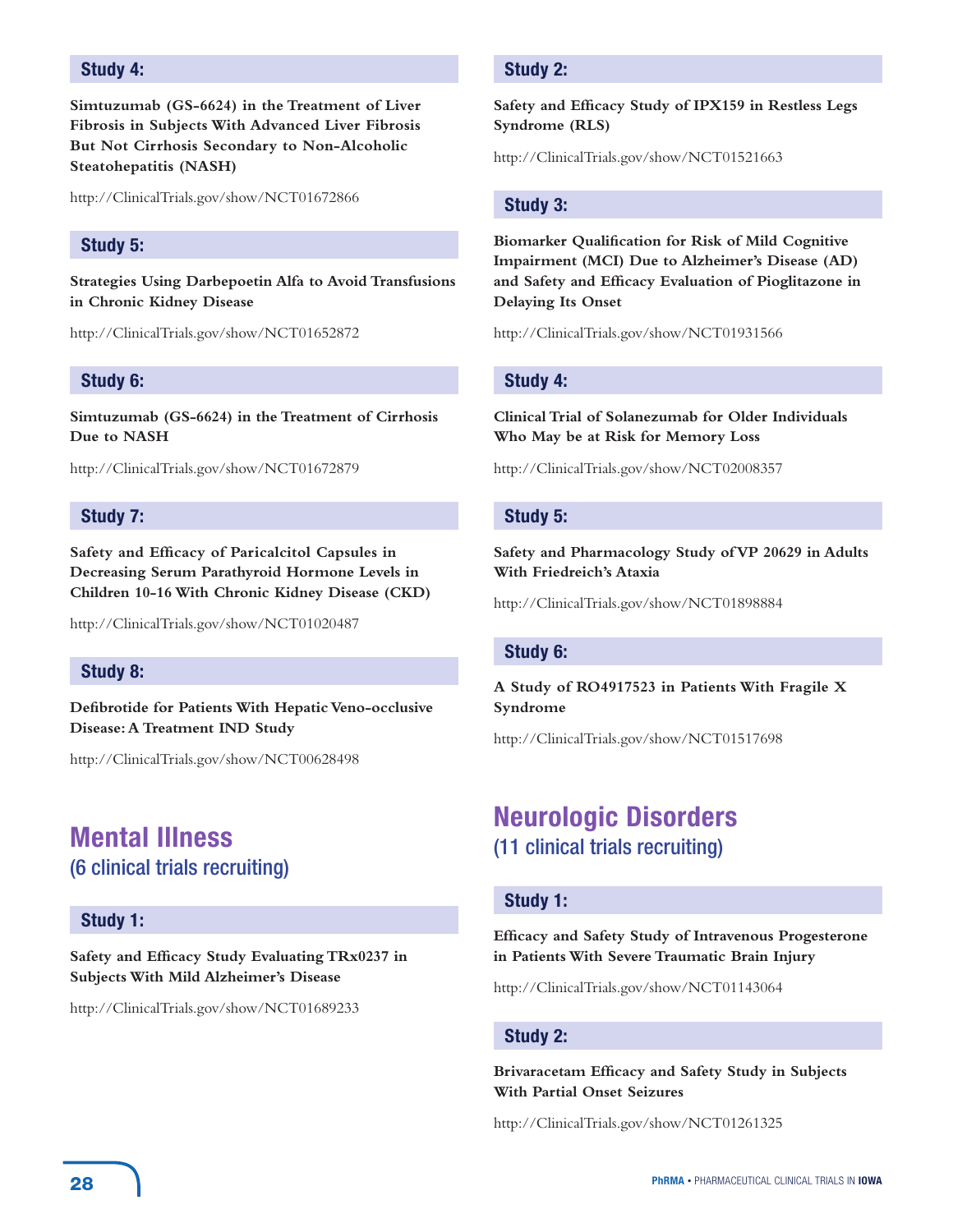### Study 4:

**Simtuzumab (GS-6624) in the Treatment of Liver Fibrosis in Subjects With Advanced Liver Fibrosis But Not Cirrhosis Secondary to Non-Alcoholic Steatohepatitis (NASH)**

http://ClinicalTrials.gov/show/NCT01672866

### Study 5:

**Strategies Using Darbepoetin Alfa to Avoid Transfusions in Chronic Kidney Disease**

http://ClinicalTrials.gov/show/NCT01652872

### Study 6:

**Simtuzumab (GS-6624) in the Treatment of Cirrhosis Due to NASH**

http://ClinicalTrials.gov/show/NCT01672879

### Study 7:

**Safety and Efficacy of Paricalcitol Capsules in Decreasing Serum Parathyroid Hormone Levels in Children 10-16 With Chronic Kidney Disease (CKD)**

http://ClinicalTrials.gov/show/NCT01020487

### Study 8:

**Defibrotide for Patients With Hepatic Veno-occlusive Disease: A Treatment IND Study**

http://ClinicalTrials.gov/show/NCT00628498

## Mental Illness

(6 clinical trials recruiting)

### Study 1:

**Safety and Efficacy Study Evaluating TRx0237 in Subjects With Mild Alzheimer's Disease**

http://ClinicalTrials.gov/show/NCT01689233

### Study 2:

**Safety and Efficacy Study of IPX159 in Restless Legs Syndrome (RLS)**

http://ClinicalTrials.gov/show/NCT01521663

### Study 3:

**Biomarker Qualification for Risk of Mild Cognitive Impairment (MCI) Due to Alzheimer's Disease (AD) and Safety and Efficacy Evaluation of Pioglitazone in Delaying Its Onset**

http://ClinicalTrials.gov/show/NCT01931566

### Study 4:

**Clinical Trial of Solanezumab for Older Individuals Who May be at Risk for Memory Loss**

http://ClinicalTrials.gov/show/NCT02008357

### Study 5:

**Safety and Pharmacology Study of VP 20629 in Adults With Friedreich's Ataxia**

http://ClinicalTrials.gov/show/NCT01898884

### Study 6:

**A Study of RO4917523 in Patients With Fragile X Syndrome**

http://ClinicalTrials.gov/show/NCT01517698

## Neurologic Disorders

(11 clinical trials recruiting)

### Study 1:

**Efficacy and Safety Study of Intravenous Progesterone in Patients With Severe Traumatic Brain Injury**

http://ClinicalTrials.gov/show/NCT01143064

### Study 2:

**Brivaracetam Efficacy and Safety Study in Subjects With Partial Onset Seizures**

http://ClinicalTrials.gov/show/NCT01261325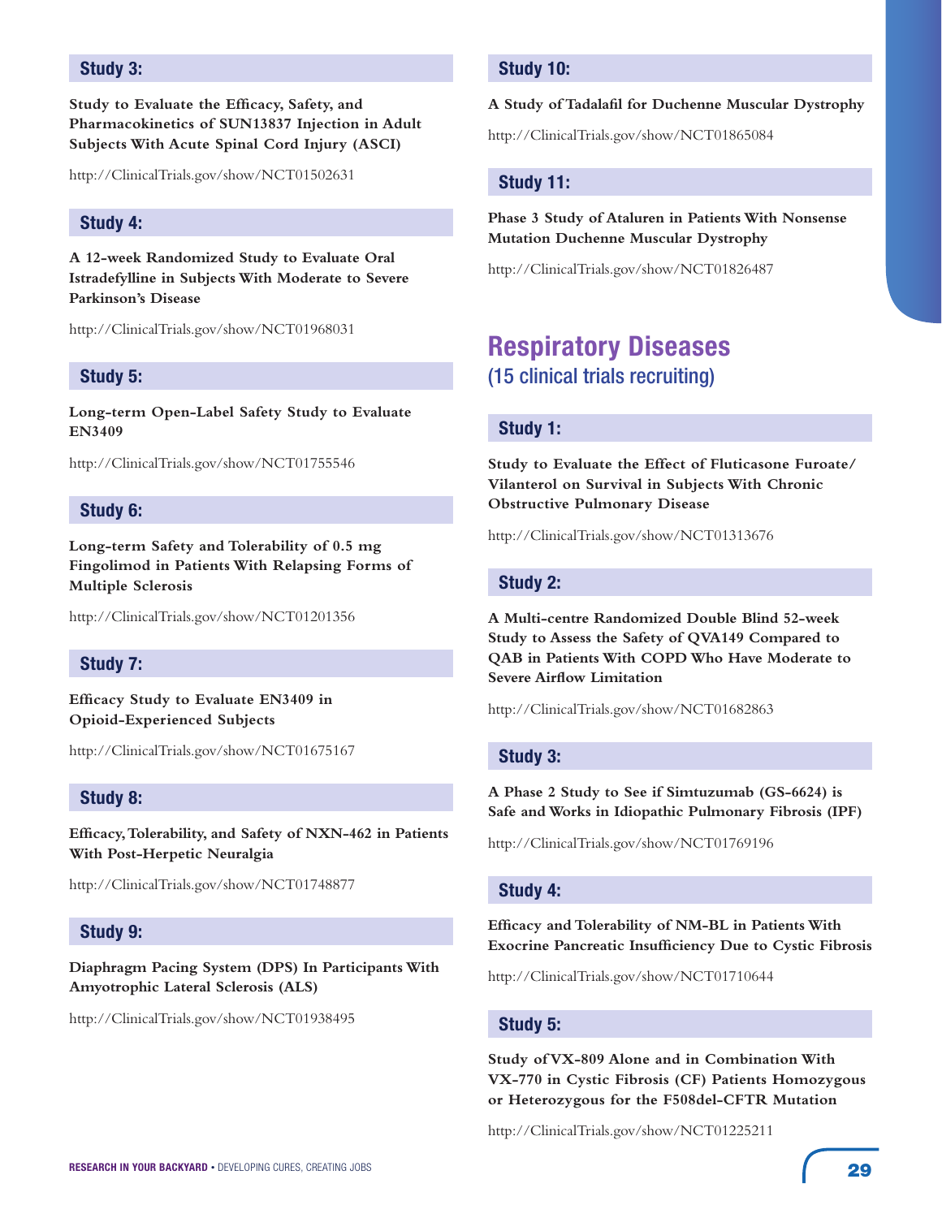### Study 3:

**Study to Evaluate the Efficacy, Safety, and Pharmacokinetics of SUN13837 Injection in Adult Subjects With Acute Spinal Cord Injury (ASCI)**

http://ClinicalTrials.gov/show/NCT01502631

### Study 4:

**A 12-week Randomized Study to Evaluate Oral Istradefylline in Subjects With Moderate to Severe Parkinson's Disease**

http://ClinicalTrials.gov/show/NCT01968031

### Study 5:

**Long-term Open-Label Safety Study to Evaluate EN3409**

http://ClinicalTrials.gov/show/NCT01755546

### Study 6:

**Long-term Safety and Tolerability of 0.5 mg Fingolimod in Patients With Relapsing Forms of Multiple Sclerosis**

http://ClinicalTrials.gov/show/NCT01201356

### Study 7:

**Efficacy Study to Evaluate EN3409 in Opioid-Experienced Subjects**

http://ClinicalTrials.gov/show/NCT01675167

### Study 8:

**Efficacy, Tolerability, and Safety of NXN-462 in Patients With Post-Herpetic Neuralgia**

http://ClinicalTrials.gov/show/NCT01748877

### Study 9:

**Diaphragm Pacing System (DPS) In Participants With Amyotrophic Lateral Sclerosis (ALS)**

http://ClinicalTrials.gov/show/NCT01938495

### Study 10:

**A Study of Tadalafil for Duchenne Muscular Dystrophy**

http://ClinicalTrials.gov/show/NCT01865084

### Study 11:

**Phase 3 Study of Ataluren in Patients With Nonsense Mutation Duchenne Muscular Dystrophy**

http://ClinicalTrials.gov/show/NCT01826487

## Respiratory Diseases
(15 clinical trials recruiting)

### Study 1:

**Study to Evaluate the Effect of Fluticasone Furoate/Vilanterol on Survival in Subjects With Chronic Obstructive Pulmonary Disease**

http://ClinicalTrials.gov/show/NCT01313676

### Study 2:

**A Multi-centre Randomized Double Blind 52-week Study to Assess the Safety of QVA149 Compared to QAB in Patients With COPD Who Have Moderate to Severe Airflow Limitation**

http://ClinicalTrials.gov/show/NCT01682863

### Study 3:

**A Phase 2 Study to See if Simtuzumab (GS-6624) is Safe and Works in Idiopathic Pulmonary Fibrosis (IPF)**

http://ClinicalTrials.gov/show/NCT01769196

### Study 4:

**Efficacy and Tolerability of NM-BL in Patients With Exocrine Pancreatic Insufficiency Due to Cystic Fibrosis**

http://ClinicalTrials.gov/show/NCT01710644

### Study 5:

**Study of VX-809 Alone and in Combination With VX-770 in Cystic Fibrosis (CF) Patients Homozygous or Heterozygous for the F508del-CFTR Mutation**

http://ClinicalTrials.gov/show/NCT01225211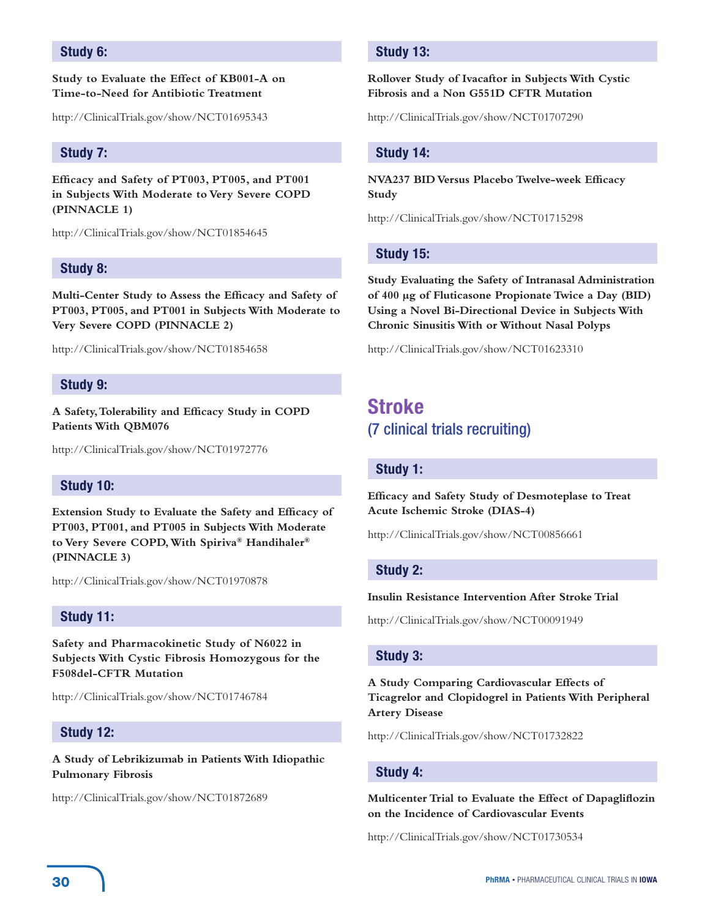### Study 6:

**Study to Evaluate the Effect of KB001-A on Time-to-Need for Antibiotic Treatment**

http://ClinicalTrials.gov/show/NCT01695343

### Study 7:

**Efficacy and Safety of PT003, PT005, and PT001 in Subjects With Moderate to Very Severe COPD (PINNACLE 1)**

http://ClinicalTrials.gov/show/NCT01854645

### Study 8:

**Multi-Center Study to Assess the Efficacy and Safety of PT003, PT005, and PT001 in Subjects With Moderate to Very Severe COPD (PINNACLE 2)**

http://ClinicalTrials.gov/show/NCT01854658

### Study 9:

**A Safety, Tolerability and Efficacy Study in COPD Patients With QBM076**

http://ClinicalTrials.gov/show/NCT01972776

### Study 10:

**Extension Study to Evaluate the Safety and Efficacy of PT003, PT001, and PT005 in Subjects With Moderate to Very Severe COPD, With Spiriva® Handihaler® (PINNACLE 3)**

http://ClinicalTrials.gov/show/NCT01970878

### Study 11:

**Safety and Pharmacokinetic Study of N6022 in Subjects With Cystic Fibrosis Homozygous for the F508del-CFTR Mutation**

http://ClinicalTrials.gov/show/NCT01746784

### Study 12:

**A Study of Lebrikizumab in Patients With Idiopathic Pulmonary Fibrosis**

http://ClinicalTrials.gov/show/NCT01872689

### Study 13:

**Rollover Study of Ivacaftor in Subjects With Cystic Fibrosis and a Non G551D CFTR Mutation**

http://ClinicalTrials.gov/show/NCT01707290

### Study 14:

**NVA237 BID Versus Placebo Twelve-week Efficacy Study**

http://ClinicalTrials.gov/show/NCT01715298

### Study 15:

**Study Evaluating the Safety of Intranasal Administration of 400 µg of Fluticasone Propionate Twice a Day (BID) Using a Novel Bi-Directional Device in Subjects With Chronic Sinusitis With or Without Nasal Polyps**

http://ClinicalTrials.gov/show/NCT01623310

## Stroke
(7 clinical trials recruiting)

### Study 1:

**Efficacy and Safety Study of Desmoteplase to Treat Acute Ischemic Stroke (DIAS-4)**

http://ClinicalTrials.gov/show/NCT00856661

### Study 2:

**Insulin Resistance Intervention After Stroke Trial**

http://ClinicalTrials.gov/show/NCT00091949

### Study 3:

**A Study Comparing Cardiovascular Effects of Ticagrelor and Clopidogrel in Patients With Peripheral Artery Disease**

http://ClinicalTrials.gov/show/NCT01732822

### Study 4:

**Multicenter Trial to Evaluate the Effect of Dapagliflozin on the Incidence of Cardiovascular Events**

http://ClinicalTrials.gov/show/NCT01730534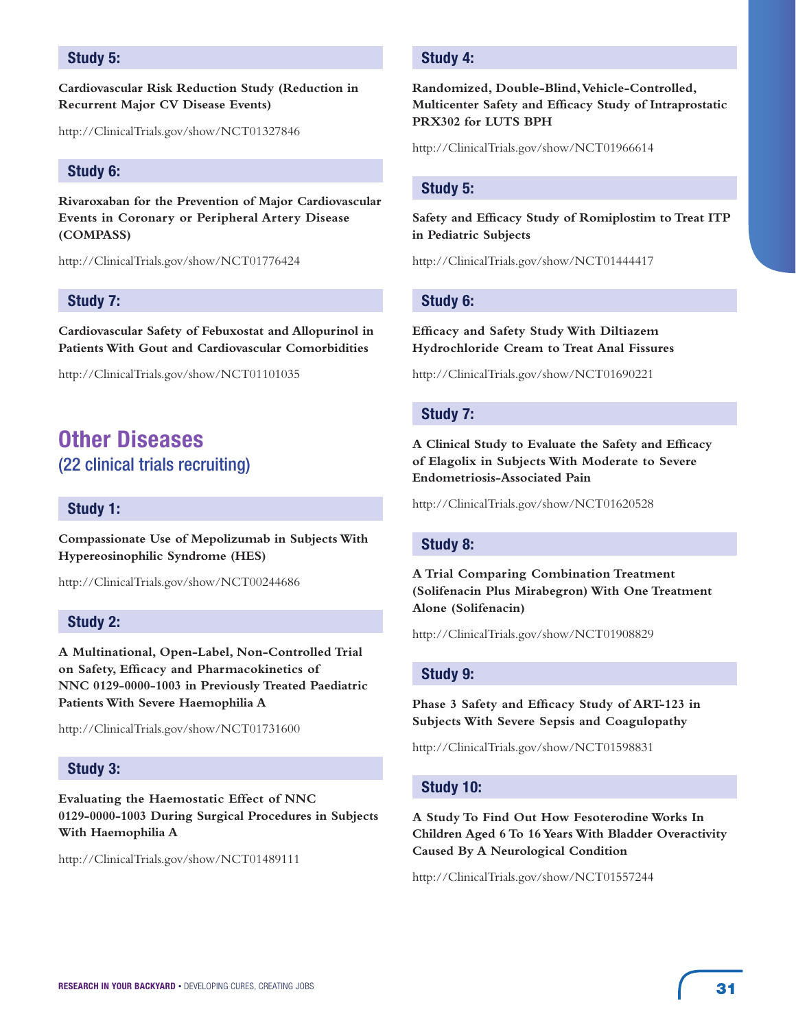### Study 5:

**Cardiovascular Risk Reduction Study (Reduction in Recurrent Major CV Disease Events)**

http://ClinicalTrials.gov/show/NCT01327846

### Study 6:

**Rivaroxaban for the Prevention of Major Cardiovascular Events in Coronary or Peripheral Artery Disease (COMPASS)**

http://ClinicalTrials.gov/show/NCT01776424

### Study 7:

**Cardiovascular Safety of Febuxostat and Allopurinol in Patients With Gout and Cardiovascular Comorbidities**

http://ClinicalTrials.gov/show/NCT01101035

## Other Diseases

(22 clinical trials recruiting)

### Study 1:

**Compassionate Use of Mepolizumab in Subjects With Hypereosinophilic Syndrome (HES)**

http://ClinicalTrials.gov/show/NCT00244686

### Study 2:

**A Multinational, Open-Label, Non-Controlled Trial on Safety, Efficacy and Pharmacokinetics of NNC 0129-0000-1003 in Previously Treated Paediatric Patients With Severe Haemophilia A**

http://ClinicalTrials.gov/show/NCT01731600

### Study 3:

**Evaluating the Haemostatic Effect of NNC 0129-0000-1003 During Surgical Procedures in Subjects With Haemophilia A**

http://ClinicalTrials.gov/show/NCT01489111

### Study 4:

**Randomized, Double-Blind, Vehicle-Controlled, Multicenter Safety and Efficacy Study of Intraprostatic PRX302 for LUTS BPH**

http://ClinicalTrials.gov/show/NCT01966614

### Study 5:

**Safety and Efficacy Study of Romiplostim to Treat ITP in Pediatric Subjects**

http://ClinicalTrials.gov/show/NCT01444417

### Study 6:

**Efficacy and Safety Study With Diltiazem Hydrochloride Cream to Treat Anal Fissures**

http://ClinicalTrials.gov/show/NCT01690221

### Study 7:

**A Clinical Study to Evaluate the Safety and Efficacy of Elagolix in Subjects With Moderate to Severe Endometriosis-Associated Pain**

http://ClinicalTrials.gov/show/NCT01620528

### Study 8:

**A Trial Comparing Combination Treatment (Solifenacin Plus Mirabegron) With One Treatment Alone (Solifenacin)**

http://ClinicalTrials.gov/show/NCT01908829

### Study 9:

**Phase 3 Safety and Efficacy Study of ART-123 in Subjects With Severe Sepsis and Coagulopathy**

http://ClinicalTrials.gov/show/NCT01598831

### Study 10:

**A Study To Find Out How Fesoterodine Works In Children Aged 6 To 16 Years With Bladder Overactivity Caused By A Neurological Condition**

http://ClinicalTrials.gov/show/NCT01557244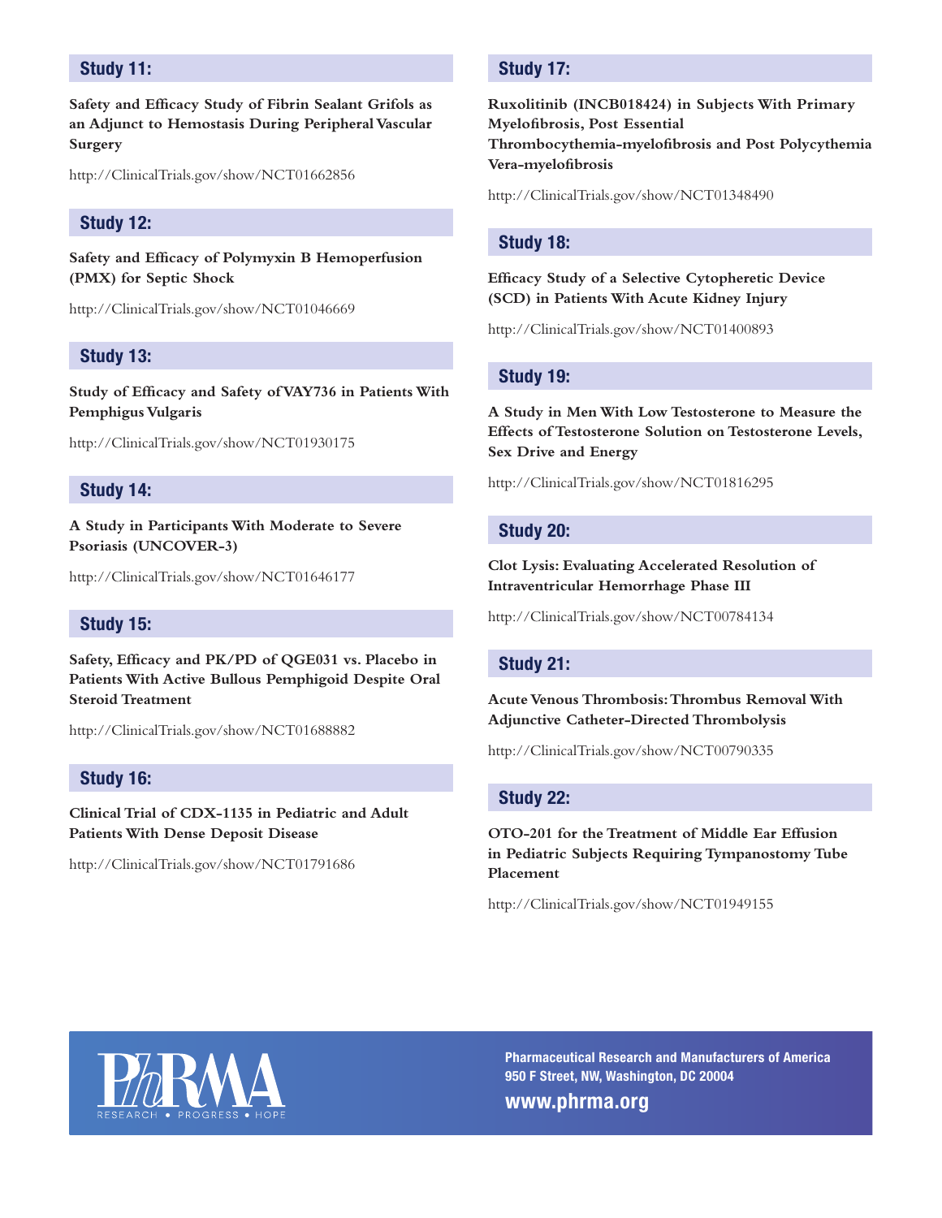## Study 11:

**Safety and Efficacy Study of Fibrin Sealant Grifols as an Adjunct to Hemostasis During Peripheral Vascular Surgery**

http://ClinicalTrials.gov/show/NCT01662856

## Study 12:

**Safety and Efficacy of Polymyxin B Hemoperfusion (PMX) for Septic Shock**

http://ClinicalTrials.gov/show/NCT01046669

## Study 13:

**Study of Efficacy and Safety of VAY736 in Patients With Pemphigus Vulgaris**

http://ClinicalTrials.gov/show/NCT01930175

## Study 14:

**A Study in Participants With Moderate to Severe Psoriasis (UNCOVER-3)**

http://ClinicalTrials.gov/show/NCT01646177

## Study 15:

**Safety, Efficacy and PK/PD of QGE031 vs. Placebo in Patients With Active Bullous Pemphigoid Despite Oral Steroid Treatment**

http://ClinicalTrials.gov/show/NCT01688882

## Study 16:

**Clinical Trial of CDX-1135 in Pediatric and Adult Patients With Dense Deposit Disease**

http://ClinicalTrials.gov/show/NCT01791686

## Study 17:

**Ruxolitinib (INCB018424) in Subjects With Primary Myelofibrosis, Post Essential Thrombocythemia-myelofibrosis and Post Polycythemia Vera-myelofibrosis**

http://ClinicalTrials.gov/show/NCT01348490

## Study 18:

**Efficacy Study of a Selective Cytopheretic Device (SCD) in Patients With Acute Kidney Injury**

http://ClinicalTrials.gov/show/NCT01400893

## Study 19:

**A Study in Men With Low Testosterone to Measure the Effects of Testosterone Solution on Testosterone Levels, Sex Drive and Energy**

http://ClinicalTrials.gov/show/NCT01816295

## Study 20:

**Clot Lysis: Evaluating Accelerated Resolution of Intraventricular Hemorrhage Phase III**

http://ClinicalTrials.gov/show/NCT00784134

## Study 21:

**Acute Venous Thrombosis: Thrombus Removal With Adjunctive Catheter-Directed Thrombolysis**

http://ClinicalTrials.gov/show/NCT00790335

## Study 22:

**OTO-201 for the Treatment of Middle Ear Effusion in Pediatric Subjects Requiring Tympanostomy Tube Placement**

http://ClinicalTrials.gov/show/NCT01949155

PhRMA
RESEARCH • PROGRESS • HOPE

**Pharmaceutical Research and Manufacturers of America**
**950 F Street, NW, Washington, DC 20004**

**www.phrma.org**